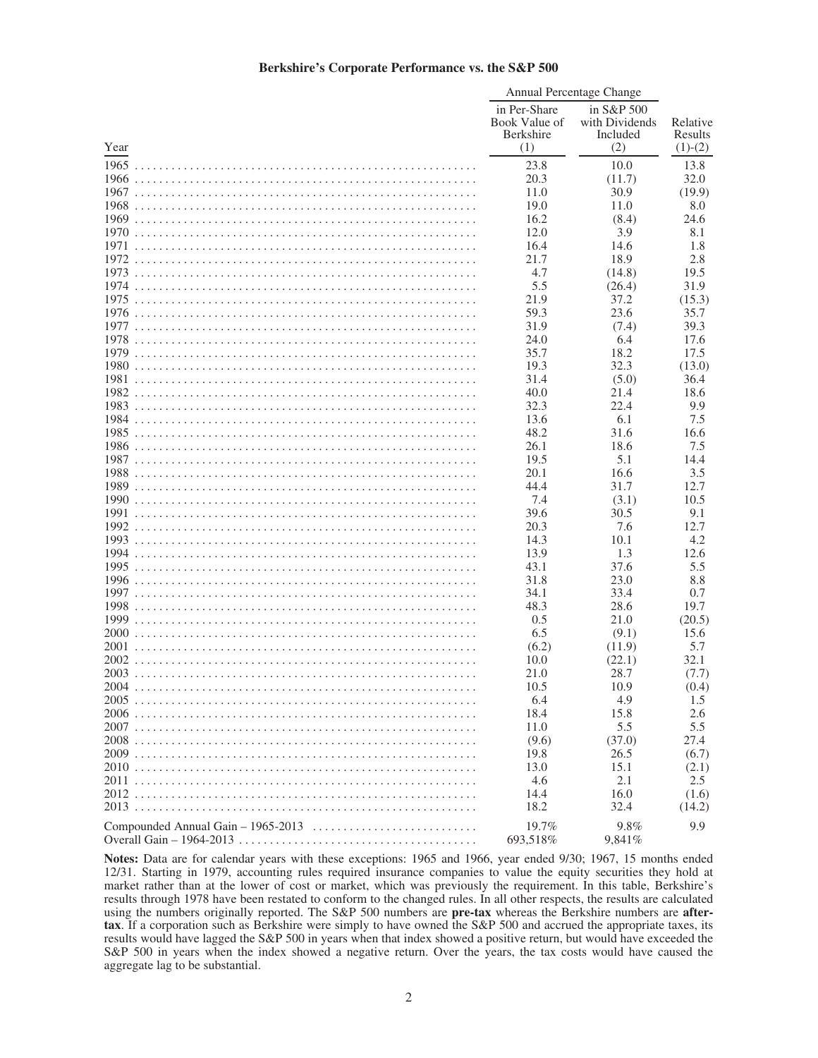## Berkshire's Corporate Performance vs. the S&P 500

| Year | Annual Percentage Change | | |
|---|---|---|---|
| | in Per-Share Book Value of Berkshire (1) | in S&P 500 with Dividends Included (2) | Relative Results (1)-(2) |
| 1965 | 23.8 | 10.0 | 13.8 |
| 1966 | 20.3 | (11.7) | 32.0 |
| 1967 | 11.0 | 30.9 | (19.9) |
| 1968 | 19.0 | 11.0 | 8.0 |
| 1969 | 16.2 | (8.4) | 24.6 |
| 1970 | 12.0 | 3.9 | 8.1 |
| 1971 | 16.4 | 14.6 | 1.8 |
| 1972 | 21.7 | 18.9 | 2.8 |
| 1973 | 4.7 | (14.8) | 19.5 |
| 1974 | 5.5 | (26.4) | 31.9 |
| 1975 | 21.9 | 37.2 | (15.3) |
| 1976 | 59.3 | 23.6 | 35.7 |
| 1977 | 31.9 | (7.4) | 39.3 |
| 1978 | 24.0 | 6.4 | 17.6 |
| 1979 | 35.7 | 18.2 | 17.5 |
| 1980 | 19.3 | 32.3 | (13.0) |
| 1981 | 31.4 | (5.0) | 36.4 |
| 1982 | 40.0 | 21.4 | 18.6 |
| 1983 | 32.3 | 22.4 | 9.9 |
| 1984 | 13.6 | 6.1 | 7.5 |
| 1985 | 48.2 | 31.6 | 16.6 |
| 1986 | 26.1 | 18.6 | 7.5 |
| 1987 | 19.5 | 5.1 | 14.4 |
| 1988 | 20.1 | 16.6 | 3.5 |
| 1989 | 44.4 | 31.7 | 12.7 |
| 1990 | 7.4 | (3.1) | 10.5 |
| 1991 | 39.6 | 30.5 | 9.1 |
| 1992 | 20.3 | 7.6 | 12.7 |
| 1993 | 14.3 | 10.1 | 4.2 |
| 1994 | 13.9 | 1.3 | 12.6 |
| 1995 | 43.1 | 37.6 | 5.5 |
| 1996 | 31.8 | 23.0 | 8.8 |
| 1997 | 34.1 | 33.4 | 0.7 |
| 1998 | 48.3 | 28.6 | 19.7 |
| 1999 | 0.5 | 21.0 | (20.5) |
| 2000 | 6.5 | (9.1) | 15.6 |
| 2001 | (6.2) | (11.9) | 5.7 |
| 2002 | 10.0 | (22.1) | 32.1 |
| 2003 | 21.0 | 28.7 | (7.7) |
| 2004 | 10.5 | 10.9 | (0.4) |
| 2005 | 6.4 | 4.9 | 1.5 |
| 2006 | 18.4 | 15.8 | 2.6 |
| 2007 | 11.0 | 5.5 | 5.5 |
| 2008 | (9.6) | (37.0) | 27.4 |
| 2009 | 19.8 | 26.5 | (6.7) |
| 2010 | 13.0 | 15.1 | (2.1) |
| 2011 | 4.6 | 2.1 | 2.5 |
| 2012 | 14.4 | 16.0 | (1.6) |
| 2013 | 18.2 | 32.4 | (14.2) |
| Compounded Annual Gain – 1965-2013 | 19.7% | 9.8% | 9.9 |
| Overall Gain – 1964-2013 | 693,518% | 9,841% | |

**Notes:** Data are for calendar years with these exceptions: 1965 and 1966, year ended 9/30; 1967, 15 months ended 12/31. Starting in 1979, accounting rules required insurance companies to value the equity securities they hold at market rather than at the lower of cost or market, which was previously the requirement. In this table, Berkshire's results through 1978 have been restated to conform to the changed rules. In all other respects, the results are calculated using the numbers originally reported. The S&P 500 numbers are **pre-tax** whereas the Berkshire numbers are **after-tax**. If a corporation such as Berkshire were simply to have owned the S&P 500 and accrued the appropriate taxes, its results would have lagged the S&P 500 in years when that index showed a positive return, but would have exceeded the S&P 500 in years when the index showed a negative return. Over the years, the tax costs would have caused the aggregate lag to be substantial.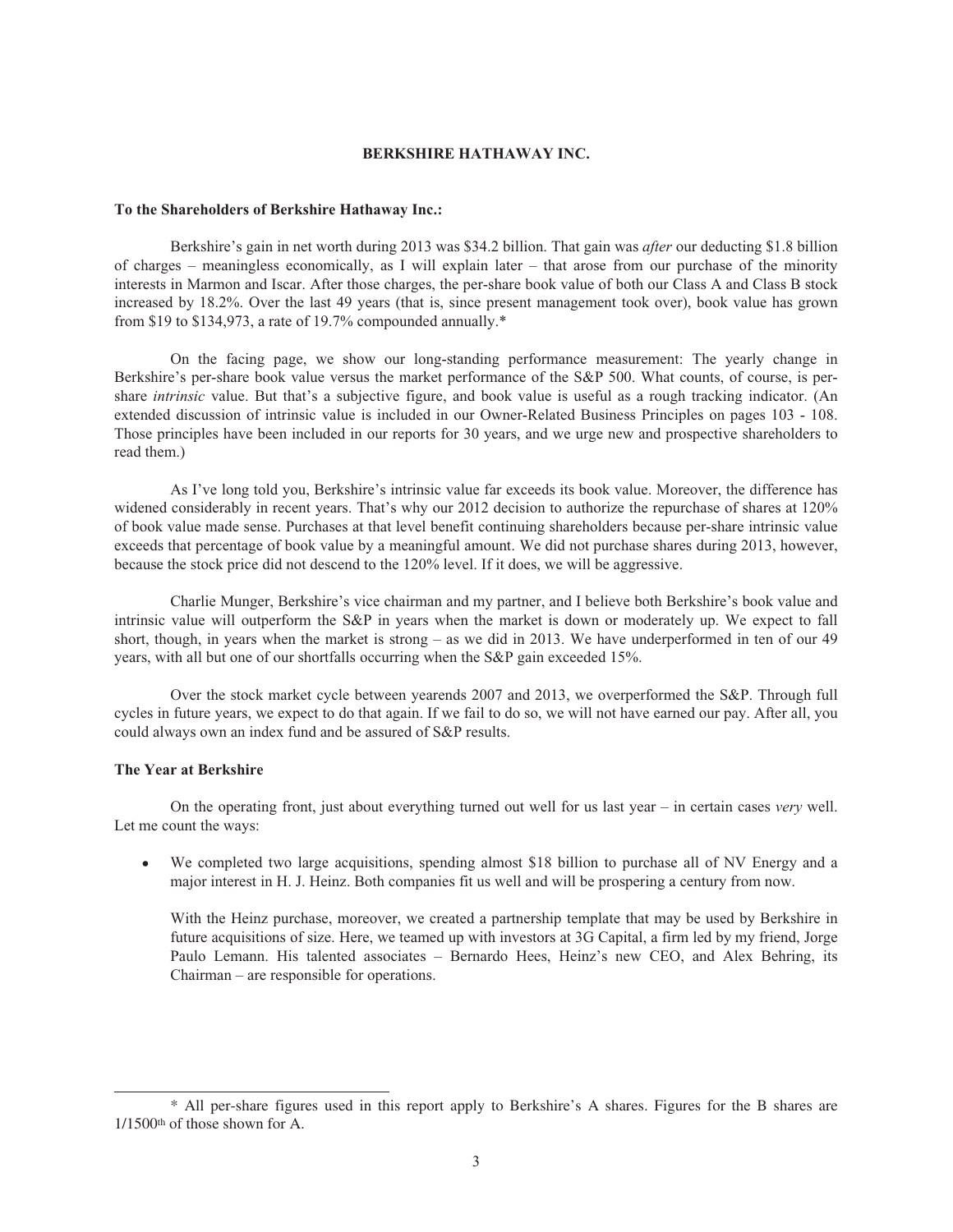**BERKSHIRE HATHAWAY INC.**

**To the Shareholders of Berkshire Hathaway Inc.:**

Berkshire's gain in net worth during 2013 was $34.2 billion. That gain was *after* our deducting $1.8 billion of charges – meaningless economically, as I will explain later – that arose from our purchase of the minority interests in Marmon and Iscar. After those charges, the per-share book value of both our Class A and Class B stock increased by 18.2%. Over the last 49 years (that is, since present management took over), book value has grown from $19 to $134,973, a rate of 19.7% compounded annually.*

On the facing page, we show our long-standing performance measurement: The yearly change in Berkshire's per-share book value versus the market performance of the S&P 500. What counts, of course, is per-share *intrinsic* value. But that's a subjective figure, and book value is useful as a rough tracking indicator. (An extended discussion of intrinsic value is included in our Owner-Related Business Principles on pages 103 - 108. Those principles have been included in our reports for 30 years, and we urge new and prospective shareholders to read them.)

As I've long told you, Berkshire's intrinsic value far exceeds its book value. Moreover, the difference has widened considerably in recent years. That's why our 2012 decision to authorize the repurchase of shares at 120% of book value made sense. Purchases at that level benefit continuing shareholders because per-share intrinsic value exceeds that percentage of book value by a meaningful amount. We did not purchase shares during 2013, however, because the stock price did not descend to the 120% level. If it does, we will be aggressive.

Charlie Munger, Berkshire's vice chairman and my partner, and I believe both Berkshire's book value and intrinsic value will outperform the S&P in years when the market is down or moderately up. We expect to fall short, though, in years when the market is strong – as we did in 2013. We have underperformed in ten of our 49 years, with all but one of our shortfalls occurring when the S&P gain exceeded 15%.

Over the stock market cycle between yearends 2007 and 2013, we overperformed the S&P. Through full cycles in future years, we expect to do that again. If we fail to do so, we will not have earned our pay. After all, you could always own an index fund and be assured of S&P results.

**The Year at Berkshire**

On the operating front, just about everything turned out well for us last year – in certain cases *very* well. Let me count the ways:

- We completed two large acquisitions, spending almost $18 billion to purchase all of NV Energy and a major interest in H. J. Heinz. Both companies fit us well and will be prospering a century from now.

  With the Heinz purchase, moreover, we created a partnership template that may be used by Berkshire in future acquisitions of size. Here, we teamed up with investors at 3G Capital, a firm led by my friend, Jorge Paulo Lemann. His talented associates – Bernardo Hees, Heinz's new CEO, and Alex Behring, its Chairman – are responsible for operations.

---

\* All per-share figures used in this report apply to Berkshire's A shares. Figures for the B shares are 1/1500th of those shown for A.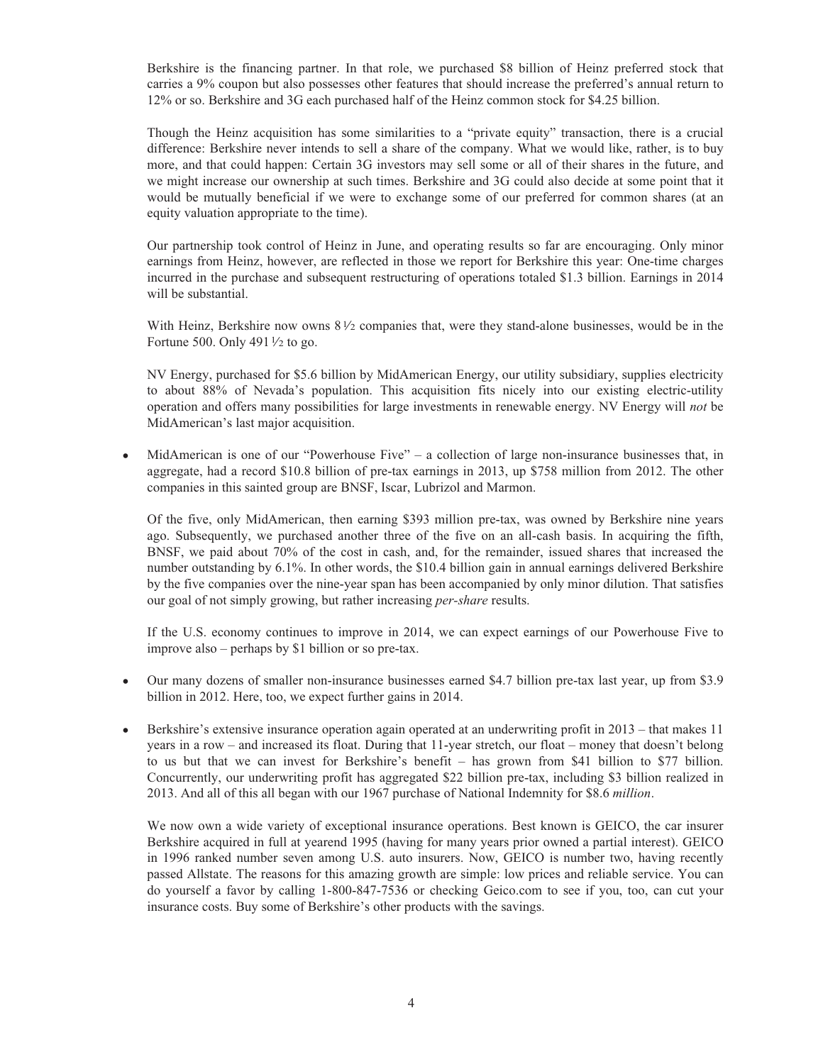Berkshire is the financing partner. In that role, we purchased \$8 billion of Heinz preferred stock that carries a 9% coupon but also possesses other features that should increase the preferred's annual return to 12% or so. Berkshire and 3G each purchased half of the Heinz common stock for \$4.25 billion.

Though the Heinz acquisition has some similarities to a "private equity" transaction, there is a crucial difference: Berkshire never intends to sell a share of the company. What we would like, rather, is to buy more, and that could happen: Certain 3G investors may sell some or all of their shares in the future, and we might increase our ownership at such times. Berkshire and 3G could also decide at some point that it would be mutually beneficial if we were to exchange some of our preferred for common shares (at an equity valuation appropriate to the time).

Our partnership took control of Heinz in June, and operating results so far are encouraging. Only minor earnings from Heinz, however, are reflected in those we report for Berkshire this year: One-time charges incurred in the purchase and subsequent restructuring of operations totaled \$1.3 billion. Earnings in 2014 will be substantial.

With Heinz, Berkshire now owns 8½ companies that, were they stand-alone businesses, would be in the Fortune 500. Only 491½ to go.

NV Energy, purchased for \$5.6 billion by MidAmerican Energy, our utility subsidiary, supplies electricity to about 88% of Nevada's population. This acquisition fits nicely into our existing electric-utility operation and offers many possibilities for large investments in renewable energy. NV Energy will *not* be MidAmerican's last major acquisition.

- MidAmerican is one of our "Powerhouse Five" – a collection of large non-insurance businesses that, in aggregate, had a record \$10.8 billion of pre-tax earnings in 2013, up \$758 million from 2012. The other companies in this sainted group are BNSF, Iscar, Lubrizol and Marmon.

  Of the five, only MidAmerican, then earning \$393 million pre-tax, was owned by Berkshire nine years ago. Subsequently, we purchased another three of the five on an all-cash basis. In acquiring the fifth, BNSF, we paid about 70% of the cost in cash, and, for the remainder, issued shares that increased the number outstanding by 6.1%. In other words, the \$10.4 billion gain in annual earnings delivered Berkshire by the five companies over the nine-year span has been accompanied by only minor dilution. That satisfies our goal of not simply growing, but rather increasing *per-share* results.

  If the U.S. economy continues to improve in 2014, we can expect earnings of our Powerhouse Five to improve also – perhaps by \$1 billion or so pre-tax.

- Our many dozens of smaller non-insurance businesses earned \$4.7 billion pre-tax last year, up from \$3.9 billion in 2012. Here, too, we expect further gains in 2014.

- Berkshire's extensive insurance operation again operated at an underwriting profit in 2013 – that makes 11 years in a row – and increased its float. During that 11-year stretch, our float – money that doesn't belong to us but that we can invest for Berkshire's benefit – has grown from \$41 billion to \$77 billion. Concurrently, our underwriting profit has aggregated \$22 billion pre-tax, including \$3 billion realized in 2013. And all of this all began with our 1967 purchase of National Indemnity for \$8.6 *million*.

  We now own a wide variety of exceptional insurance operations. Best known is GEICO, the car insurer Berkshire acquired in full at yearend 1995 (having for many years prior owned a partial interest). GEICO in 1996 ranked number seven among U.S. auto insurers. Now, GEICO is number two, having recently passed Allstate. The reasons for this amazing growth are simple: low prices and reliable service. You can do yourself a favor by calling 1-800-847-7536 or checking Geico.com to see if you, too, can cut your insurance costs. Buy some of Berkshire's other products with the savings.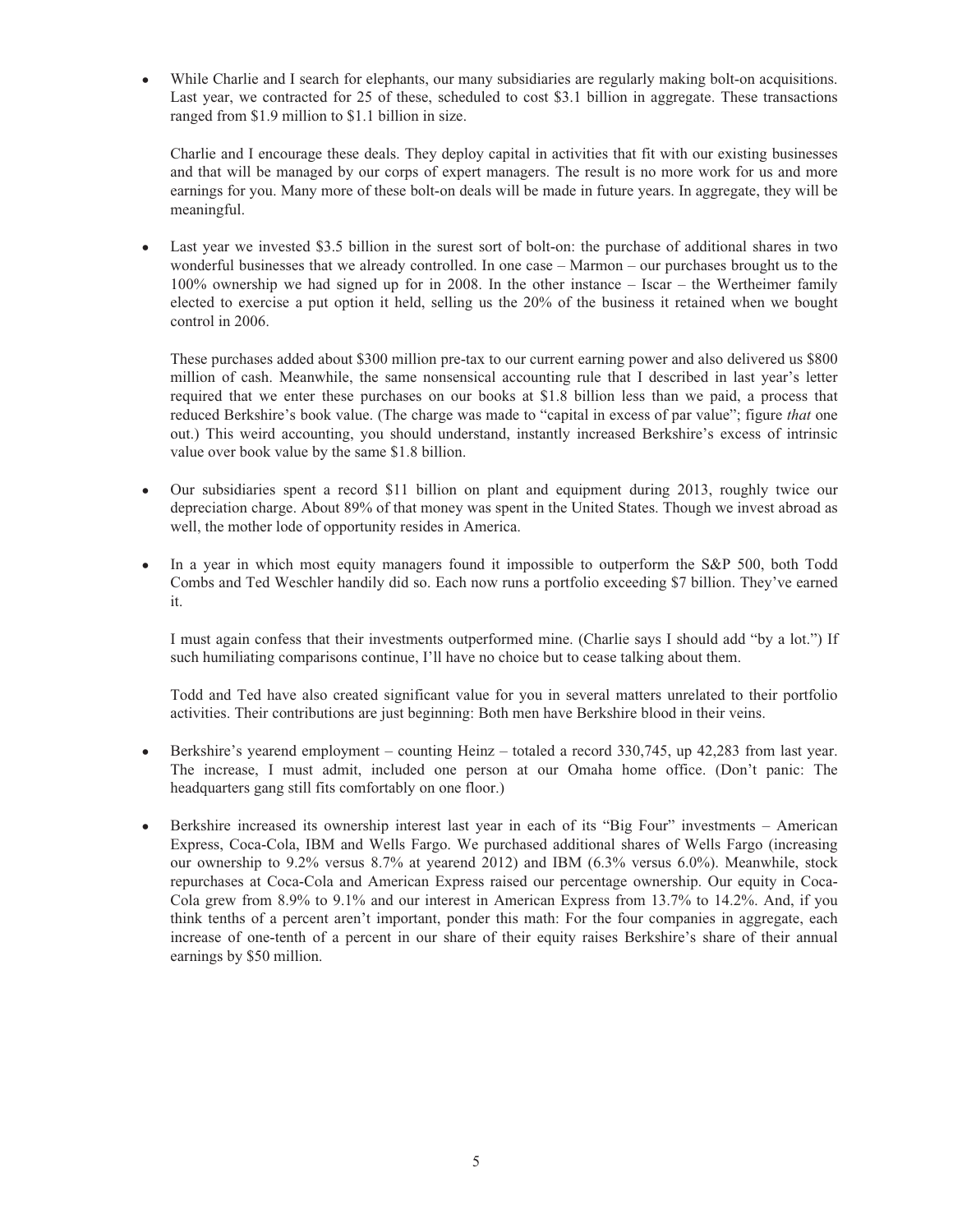- While Charlie and I search for elephants, our many subsidiaries are regularly making bolt-on acquisitions. Last year, we contracted for 25 of these, scheduled to cost $3.1 billion in aggregate. These transactions ranged from $1.9 million to $1.1 billion in size.

  Charlie and I encourage these deals. They deploy capital in activities that fit with our existing businesses and that will be managed by our corps of expert managers. The result is no more work for us and more earnings for you. Many more of these bolt-on deals will be made in future years. In aggregate, they will be meaningful.

- Last year we invested $3.5 billion in the surest sort of bolt-on: the purchase of additional shares in two wonderful businesses that we already controlled. In one case – Marmon – our purchases brought us to the 100% ownership we had signed up for in 2008. In the other instance – Iscar – the Wertheimer family elected to exercise a put option it held, selling us the 20% of the business it retained when we bought control in 2006.

  These purchases added about $300 million pre-tax to our current earning power and also delivered us $800 million of cash. Meanwhile, the same nonsensical accounting rule that I described in last year's letter required that we enter these purchases on our books at $1.8 billion less than we paid, a process that reduced Berkshire's book value. (The charge was made to "capital in excess of par value"; figure *that* one out.) This weird accounting, you should understand, instantly increased Berkshire's excess of intrinsic value over book value by the same $1.8 billion.

- Our subsidiaries spent a record $11 billion on plant and equipment during 2013, roughly twice our depreciation charge. About 89% of that money was spent in the United States. Though we invest abroad as well, the mother lode of opportunity resides in America.

- In a year in which most equity managers found it impossible to outperform the S&P 500, both Todd Combs and Ted Weschler handily did so. Each now runs a portfolio exceeding $7 billion. They've earned it.

  I must again confess that their investments outperformed mine. (Charlie says I should add "by a lot.") If such humiliating comparisons continue, I'll have no choice but to cease talking about them.

  Todd and Ted have also created significant value for you in several matters unrelated to their portfolio activities. Their contributions are just beginning: Both men have Berkshire blood in their veins.

- Berkshire's yearend employment – counting Heinz – totaled a record 330,745, up 42,283 from last year. The increase, I must admit, included one person at our Omaha home office. (Don't panic: The headquarters gang still fits comfortably on one floor.)

- Berkshire increased its ownership interest last year in each of its "Big Four" investments – American Express, Coca-Cola, IBM and Wells Fargo. We purchased additional shares of Wells Fargo (increasing our ownership to 9.2% versus 8.7% at yearend 2012) and IBM (6.3% versus 6.0%). Meanwhile, stock repurchases at Coca-Cola and American Express raised our percentage ownership. Our equity in Coca-Cola grew from 8.9% to 9.1% and our interest in American Express from 13.7% to 14.2%. And, if you think tenths of a percent aren't important, ponder this math: For the four companies in aggregate, each increase of one-tenth of a percent in our share of their equity raises Berkshire's share of their annual earnings by $50 million.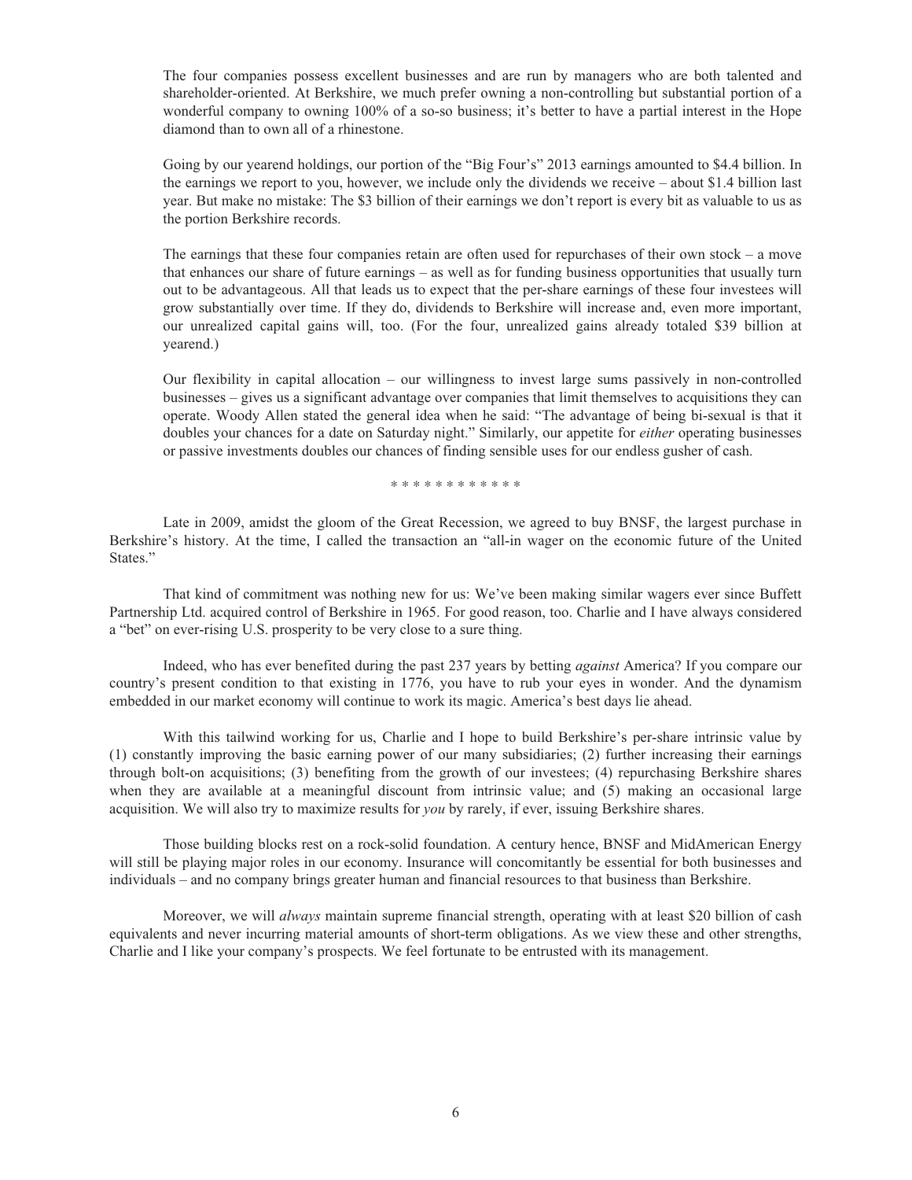The four companies possess excellent businesses and are run by managers who are both talented and shareholder-oriented. At Berkshire, we much prefer owning a non-controlling but substantial portion of a wonderful company to owning 100% of a so-so business; it's better to have a partial interest in the Hope diamond than to own all of a rhinestone.

Going by our yearend holdings, our portion of the "Big Four's" 2013 earnings amounted to $4.4 billion. In the earnings we report to you, however, we include only the dividends we receive – about $1.4 billion last year. But make no mistake: The $3 billion of their earnings we don't report is every bit as valuable to us as the portion Berkshire records.

The earnings that these four companies retain are often used for repurchases of their own stock – a move that enhances our share of future earnings – as well as for funding business opportunities that usually turn out to be advantageous. All that leads us to expect that the per-share earnings of these four investees will grow substantially over time. If they do, dividends to Berkshire will increase and, even more important, our unrealized capital gains will, too. (For the four, unrealized gains already totaled $39 billion at yearend.)

Our flexibility in capital allocation – our willingness to invest large sums passively in non-controlled businesses – gives us a significant advantage over companies that limit themselves to acquisitions they can operate. Woody Allen stated the general idea when he said: "The advantage of being bi-sexual is that it doubles your chances for a date on Saturday night." Similarly, our appetite for *either* operating businesses or passive investments doubles our chances of finding sensible uses for our endless gusher of cash.

************

Late in 2009, amidst the gloom of the Great Recession, we agreed to buy BNSF, the largest purchase in Berkshire's history. At the time, I called the transaction an "all-in wager on the economic future of the United States."

That kind of commitment was nothing new for us: We've been making similar wagers ever since Buffett Partnership Ltd. acquired control of Berkshire in 1965. For good reason, too. Charlie and I have always considered a "bet" on ever-rising U.S. prosperity to be very close to a sure thing.

Indeed, who has ever benefited during the past 237 years by betting *against* America? If you compare our country's present condition to that existing in 1776, you have to rub your eyes in wonder. And the dynamism embedded in our market economy will continue to work its magic. America's best days lie ahead.

With this tailwind working for us, Charlie and I hope to build Berkshire's per-share intrinsic value by (1) constantly improving the basic earning power of our many subsidiaries; (2) further increasing their earnings through bolt-on acquisitions; (3) benefiting from the growth of our investees; (4) repurchasing Berkshire shares when they are available at a meaningful discount from intrinsic value; and (5) making an occasional large acquisition. We will also try to maximize results for *you* by rarely, if ever, issuing Berkshire shares.

Those building blocks rest on a rock-solid foundation. A century hence, BNSF and MidAmerican Energy will still be playing major roles in our economy. Insurance will concomitantly be essential for both businesses and individuals – and no company brings greater human and financial resources to that business than Berkshire.

Moreover, we will *always* maintain supreme financial strength, operating with at least $20 billion of cash equivalents and never incurring material amounts of short-term obligations. As we view these and other strengths, Charlie and I like your company's prospects. We feel fortunate to be entrusted with its management.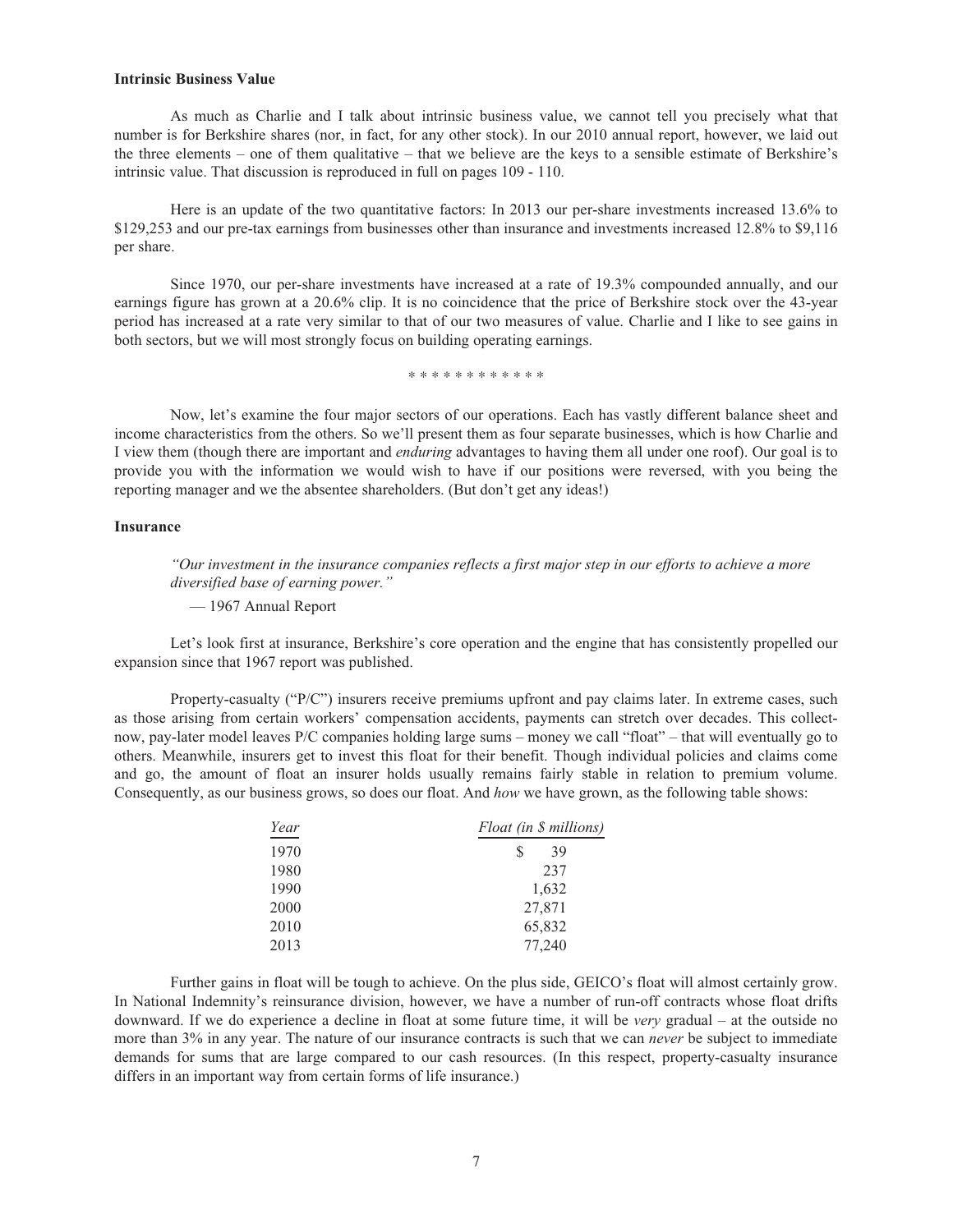**Intrinsic Business Value**

As much as Charlie and I talk about intrinsic business value, we cannot tell you precisely what that number is for Berkshire shares (nor, in fact, for any other stock). In our 2010 annual report, however, we laid out the three elements – one of them qualitative – that we believe are the keys to a sensible estimate of Berkshire's intrinsic value. That discussion is reproduced in full on pages 109 - 110.

Here is an update of the two quantitative factors: In 2013 our per-share investments increased 13.6% to $129,253 and our pre-tax earnings from businesses other than insurance and investments increased 12.8% to $9,116 per share.

Since 1970, our per-share investments have increased at a rate of 19.3% compounded annually, and our earnings figure has grown at a 20.6% clip. It is no coincidence that the price of Berkshire stock over the 43-year period has increased at a rate very similar to that of our two measures of value. Charlie and I like to see gains in both sectors, but we will most strongly focus on building operating earnings.

\* \* \* \* \* \* \* \* \* \* \* \*

Now, let's examine the four major sectors of our operations. Each has vastly different balance sheet and income characteristics from the others. So we'll present them as four separate businesses, which is how Charlie and I view them (though there are important and *enduring* advantages to having them all under one roof). Our goal is to provide you with the information we would wish to have if our positions were reversed, with you being the reporting manager and we the absentee shareholders. (But don't get any ideas!)

**Insurance**

*"Our investment in the insurance companies reflects a first major step in our efforts to achieve a more diversified base of earning power."*

— 1967 Annual Report

Let's look first at insurance, Berkshire's core operation and the engine that has consistently propelled our expansion since that 1967 report was published.

Property-casualty ("P/C") insurers receive premiums upfront and pay claims later. In extreme cases, such as those arising from certain workers' compensation accidents, payments can stretch over decades. This collect-now, pay-later model leaves P/C companies holding large sums – money we call "float" – that will eventually go to others. Meanwhile, insurers get to invest this float for their benefit. Though individual policies and claims come and go, the amount of float an insurer holds usually remains fairly stable in relation to premium volume. Consequently, as our business grows, so does our float. And *how* we have grown, as the following table shows:

| *Year* | *Float (in $ millions)* |
|---|---|
| 1970 | $ 39 |
| 1980 | 237 |
| 1990 | 1,632 |
| 2000 | 27,871 |
| 2010 | 65,832 |
| 2013 | 77,240 |

Further gains in float will be tough to achieve. On the plus side, GEICO's float will almost certainly grow. In National Indemnity's reinsurance division, however, we have a number of run-off contracts whose float drifts downward. If we do experience a decline in float at some future time, it will be *very* gradual – at the outside no more than 3% in any year. The nature of our insurance contracts is such that we can *never* be subject to immediate demands for sums that are large compared to our cash resources. (In this respect, property-casualty insurance differs in an important way from certain forms of life insurance.)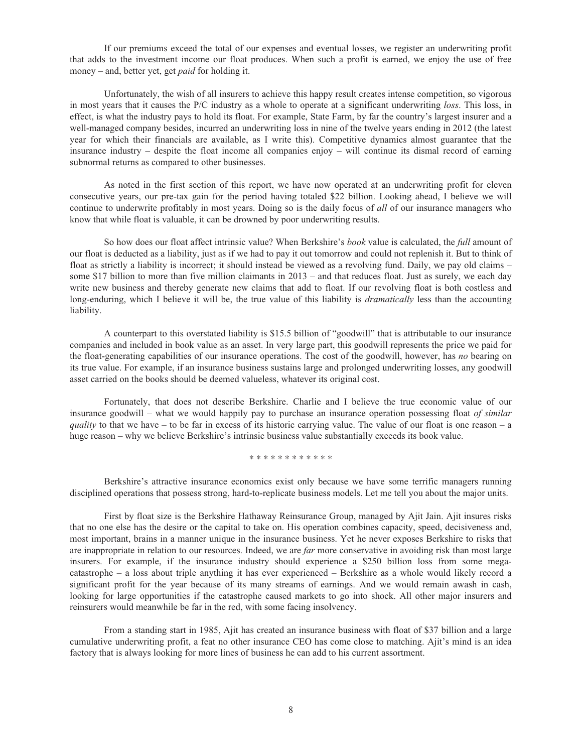If our premiums exceed the total of our expenses and eventual losses, we register an underwriting profit that adds to the investment income our float produces. When such a profit is earned, we enjoy the use of free money – and, better yet, get *paid* for holding it.

Unfortunately, the wish of all insurers to achieve this happy result creates intense competition, so vigorous in most years that it causes the P/C industry as a whole to operate at a significant underwriting *loss*. This loss, in effect, is what the industry pays to hold its float. For example, State Farm, by far the country's largest insurer and a well-managed company besides, incurred an underwriting loss in nine of the twelve years ending in 2012 (the latest year for which their financials are available, as I write this). Competitive dynamics almost guarantee that the insurance industry – despite the float income all companies enjoy – will continue its dismal record of earning subnormal returns as compared to other businesses.

As noted in the first section of this report, we have now operated at an underwriting profit for eleven consecutive years, our pre-tax gain for the period having totaled $22 billion. Looking ahead, I believe we will continue to underwrite profitably in most years. Doing so is the daily focus of *all* of our insurance managers who know that while float is valuable, it can be drowned by poor underwriting results.

So how does our float affect intrinsic value? When Berkshire's *book* value is calculated, the *full* amount of our float is deducted as a liability, just as if we had to pay it out tomorrow and could not replenish it. But to think of float as strictly a liability is incorrect; it should instead be viewed as a revolving fund. Daily, we pay old claims – some $17 billion to more than five million claimants in 2013 – and that reduces float. Just as surely, we each day write new business and thereby generate new claims that add to float. If our revolving float is both costless and long-enduring, which I believe it will be, the true value of this liability is *dramatically* less than the accounting liability.

A counterpart to this overstated liability is $15.5 billion of "goodwill" that is attributable to our insurance companies and included in book value as an asset. In very large part, this goodwill represents the price we paid for the float-generating capabilities of our insurance operations. The cost of the goodwill, however, has *no* bearing on its true value. For example, if an insurance business sustains large and prolonged underwriting losses, any goodwill asset carried on the books should be deemed valueless, whatever its original cost.

Fortunately, that does not describe Berkshire. Charlie and I believe the true economic value of our insurance goodwill – what we would happily pay to purchase an insurance operation possessing float *of similar quality* to that we have – to be far in excess of its historic carrying value. The value of our float is one reason – a huge reason – why we believe Berkshire's intrinsic business value substantially exceeds its book value.

* * * * * * * * * * * *

Berkshire's attractive insurance economics exist only because we have some terrific managers running disciplined operations that possess strong, hard-to-replicate business models. Let me tell you about the major units.

First by float size is the Berkshire Hathaway Reinsurance Group, managed by Ajit Jain. Ajit insures risks that no one else has the desire or the capital to take on. His operation combines capacity, speed, decisiveness and, most important, brains in a manner unique in the insurance business. Yet he never exposes Berkshire to risks that are inappropriate in relation to our resources. Indeed, we are *far* more conservative in avoiding risk than most large insurers. For example, if the insurance industry should experience a $250 billion loss from some mega-catastrophe – a loss about triple anything it has ever experienced – Berkshire as a whole would likely record a significant profit for the year because of its many streams of earnings. And we would remain awash in cash, looking for large opportunities if the catastrophe caused markets to go into shock. All other major insurers and reinsurers would meanwhile be far in the red, with some facing insolvency.

From a standing start in 1985, Ajit has created an insurance business with float of $37 billion and a large cumulative underwriting profit, a feat no other insurance CEO has come close to matching. Ajit's mind is an idea factory that is always looking for more lines of business he can add to his current assortment.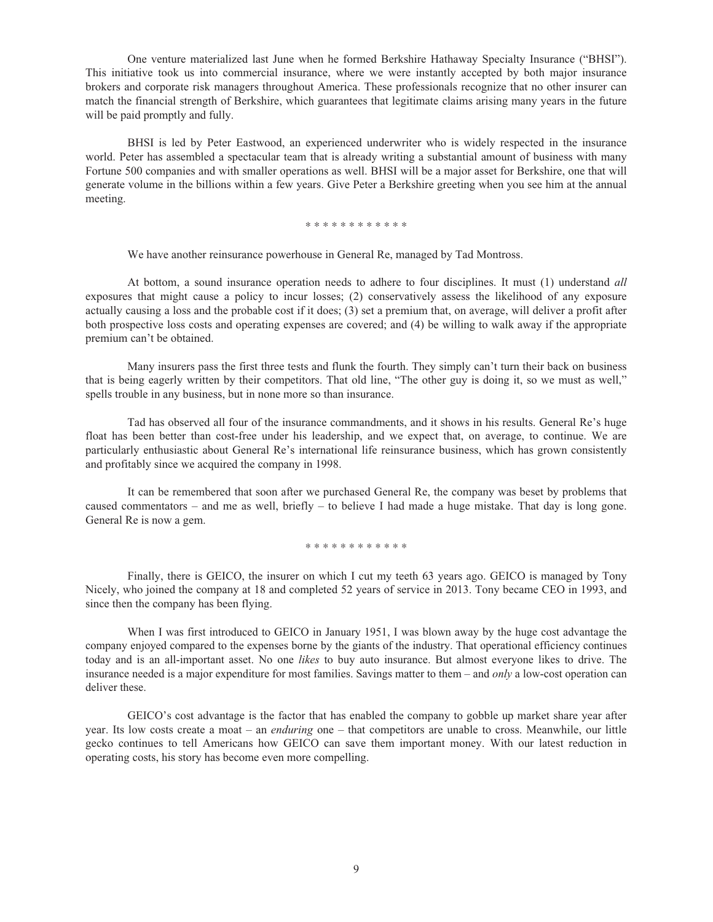One venture materialized last June when he formed Berkshire Hathaway Specialty Insurance ("BHSI"). This initiative took us into commercial insurance, where we were instantly accepted by both major insurance brokers and corporate risk managers throughout America. These professionals recognize that no other insurer can match the financial strength of Berkshire, which guarantees that legitimate claims arising many years in the future will be paid promptly and fully.

BHSI is led by Peter Eastwood, an experienced underwriter who is widely respected in the insurance world. Peter has assembled a spectacular team that is already writing a substantial amount of business with many Fortune 500 companies and with smaller operations as well. BHSI will be a major asset for Berkshire, one that will generate volume in the billions within a few years. Give Peter a Berkshire greeting when you see him at the annual meeting.

* * * * * * * * * * * *

We have another reinsurance powerhouse in General Re, managed by Tad Montross.

At bottom, a sound insurance operation needs to adhere to four disciplines. It must (1) understand *all* exposures that might cause a policy to incur losses; (2) conservatively assess the likelihood of any exposure actually causing a loss and the probable cost if it does; (3) set a premium that, on average, will deliver a profit after both prospective loss costs and operating expenses are covered; and (4) be willing to walk away if the appropriate premium can't be obtained.

Many insurers pass the first three tests and flunk the fourth. They simply can't turn their back on business that is being eagerly written by their competitors. That old line, "The other guy is doing it, so we must as well," spells trouble in any business, but in none more so than insurance.

Tad has observed all four of the insurance commandments, and it shows in his results. General Re's huge float has been better than cost-free under his leadership, and we expect that, on average, to continue. We are particularly enthusiastic about General Re's international life reinsurance business, which has grown consistently and profitably since we acquired the company in 1998.

It can be remembered that soon after we purchased General Re, the company was beset by problems that caused commentators – and me as well, briefly – to believe I had made a huge mistake. That day is long gone. General Re is now a gem.

* * * * * * * * * * * *

Finally, there is GEICO, the insurer on which I cut my teeth 63 years ago. GEICO is managed by Tony Nicely, who joined the company at 18 and completed 52 years of service in 2013. Tony became CEO in 1993, and since then the company has been flying.

When I was first introduced to GEICO in January 1951, I was blown away by the huge cost advantage the company enjoyed compared to the expenses borne by the giants of the industry. That operational efficiency continues today and is an all-important asset. No one *likes* to buy auto insurance. But almost everyone likes to drive. The insurance needed is a major expenditure for most families. Savings matter to them – and *only* a low-cost operation can deliver these.

GEICO's cost advantage is the factor that has enabled the company to gobble up market share year after year. Its low costs create a moat – an *enduring* one – that competitors are unable to cross. Meanwhile, our little gecko continues to tell Americans how GEICO can save them important money. With our latest reduction in operating costs, his story has become even more compelling.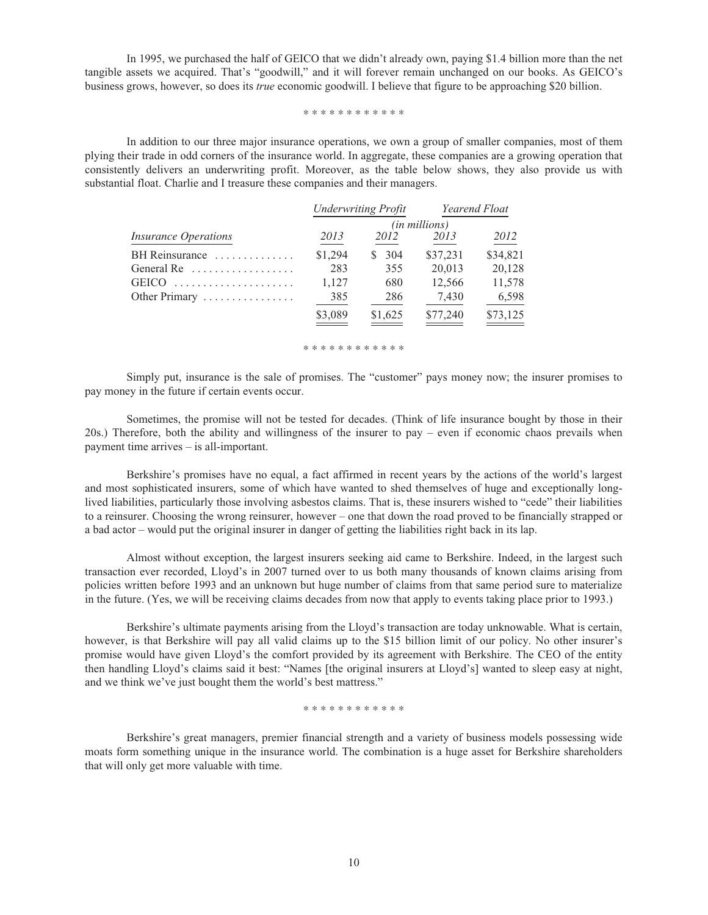In 1995, we purchased the half of GEICO that we didn't already own, paying $1.4 billion more than the net tangible assets we acquired. That's "goodwill," and it will forever remain unchanged on our books. As GEICO's business grows, however, so does its *true* economic goodwill. I believe that figure to be approaching $20 billion.

\* \* \* \* \* \* \* \* \* \* \* \*

In addition to our three major insurance operations, we own a group of smaller companies, most of them plying their trade in odd corners of the insurance world. In aggregate, these companies are a growing operation that consistently delivers an underwriting profit. Moreover, as the table below shows, they also provide us with substantial float. Charlie and I treasure these companies and their managers.

| | *Underwriting Profit* | | *Yearend Float* | |
|---|---|---|---|---|
| | *(in millions)* | | | |
| *Insurance Operations* | *2013* | *2012* | *2013* | *2012* |
| BH Reinsurance | $1,294 | $ 304 | $37,231 | $34,821 |
| General Re | 283 | 355 | 20,013 | 20,128 |
| GEICO | 1,127 | 680 | 12,566 | 11,578 |
| Other Primary | 385 | 286 | 7,430 | 6,598 |
| | $3,089 | $1,625 | $77,240 | $73,125 |

\* \* \* \* \* \* \* \* \* \* \* \*

Simply put, insurance is the sale of promises. The "customer" pays money now; the insurer promises to pay money in the future if certain events occur.

Sometimes, the promise will not be tested for decades. (Think of life insurance bought by those in their 20s.) Therefore, both the ability and willingness of the insurer to pay – even if economic chaos prevails when payment time arrives – is all-important.

Berkshire's promises have no equal, a fact affirmed in recent years by the actions of the world's largest and most sophisticated insurers, some of which have wanted to shed themselves of huge and exceptionally long-lived liabilities, particularly those involving asbestos claims. That is, these insurers wished to "cede" their liabilities to a reinsurer. Choosing the wrong reinsurer, however – one that down the road proved to be financially strapped or a bad actor – would put the original insurer in danger of getting the liabilities right back in its lap.

Almost without exception, the largest insurers seeking aid came to Berkshire. Indeed, in the largest such transaction ever recorded, Lloyd's in 2007 turned over to us both many thousands of known claims arising from policies written before 1993 and an unknown but huge number of claims from that same period sure to materialize in the future. (Yes, we will be receiving claims decades from now that apply to events taking place prior to 1993.)

Berkshire's ultimate payments arising from the Lloyd's transaction are today unknowable. What is certain, however, is that Berkshire will pay all valid claims up to the $15 billion limit of our policy. No other insurer's promise would have given Lloyd's the comfort provided by its agreement with Berkshire. The CEO of the entity then handling Lloyd's claims said it best: "Names [the original insurers at Lloyd's] wanted to sleep easy at night, and we think we've just bought them the world's best mattress."

\* \* \* \* \* \* \* \* \* \* \* \*

Berkshire's great managers, premier financial strength and a variety of business models possessing wide moats form something unique in the insurance world. The combination is a huge asset for Berkshire shareholders that will only get more valuable with time.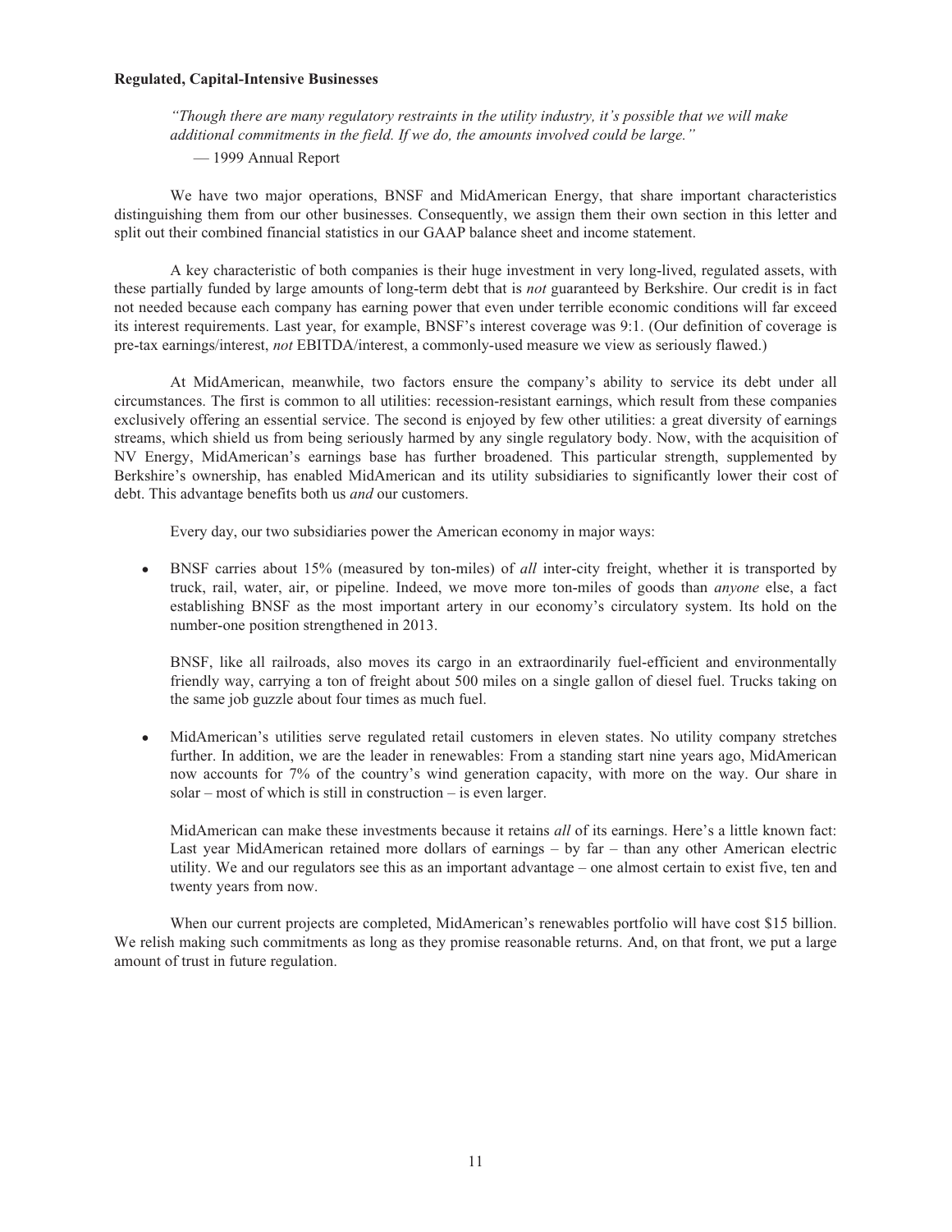**Regulated, Capital-Intensive Businesses**

> *"Though there are many regulatory restraints in the utility industry, it's possible that we will make additional commitments in the field. If we do, the amounts involved could be large."*
>
> — 1999 Annual Report

We have two major operations, BNSF and MidAmerican Energy, that share important characteristics distinguishing them from our other businesses. Consequently, we assign them their own section in this letter and split out their combined financial statistics in our GAAP balance sheet and income statement.

A key characteristic of both companies is their huge investment in very long-lived, regulated assets, with these partially funded by large amounts of long-term debt that is *not* guaranteed by Berkshire. Our credit is in fact not needed because each company has earning power that even under terrible economic conditions will far exceed its interest requirements. Last year, for example, BNSF's interest coverage was 9:1. (Our definition of coverage is pre-tax earnings/interest, *not* EBITDA/interest, a commonly-used measure we view as seriously flawed.)

At MidAmerican, meanwhile, two factors ensure the company's ability to service its debt under all circumstances. The first is common to all utilities: recession-resistant earnings, which result from these companies exclusively offering an essential service. The second is enjoyed by few other utilities: a great diversity of earnings streams, which shield us from being seriously harmed by any single regulatory body. Now, with the acquisition of NV Energy, MidAmerican's earnings base has further broadened. This particular strength, supplemented by Berkshire's ownership, has enabled MidAmerican and its utility subsidiaries to significantly lower their cost of debt. This advantage benefits both us *and* our customers.

Every day, our two subsidiaries power the American economy in major ways:

- BNSF carries about 15% (measured by ton-miles) of *all* inter-city freight, whether it is transported by truck, rail, water, air, or pipeline. Indeed, we move more ton-miles of goods than *anyone* else, a fact establishing BNSF as the most important artery in our economy's circulatory system. Its hold on the number-one position strengthened in 2013.

  BNSF, like all railroads, also moves its cargo in an extraordinarily fuel-efficient and environmentally friendly way, carrying a ton of freight about 500 miles on a single gallon of diesel fuel. Trucks taking on the same job guzzle about four times as much fuel.

- MidAmerican's utilities serve regulated retail customers in eleven states. No utility company stretches further. In addition, we are the leader in renewables: From a standing start nine years ago, MidAmerican now accounts for 7% of the country's wind generation capacity, with more on the way. Our share in solar – most of which is still in construction – is even larger.

  MidAmerican can make these investments because it retains *all* of its earnings. Here's a little known fact: Last year MidAmerican retained more dollars of earnings – by far – than any other American electric utility. We and our regulators see this as an important advantage – one almost certain to exist five, ten and twenty years from now.

When our current projects are completed, MidAmerican's renewables portfolio will have cost $15 billion. We relish making such commitments as long as they promise reasonable returns. And, on that front, we put a large amount of trust in future regulation.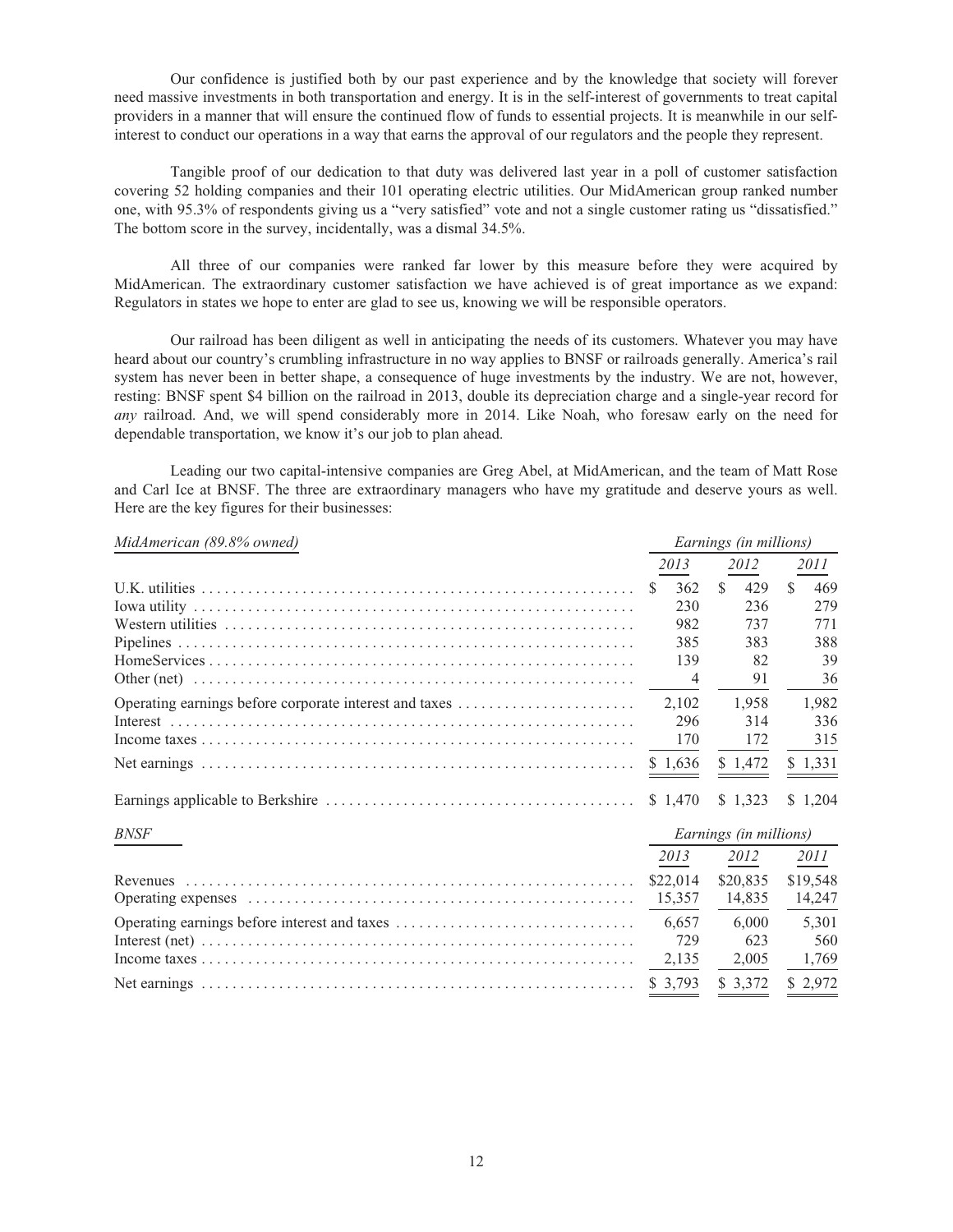Our confidence is justified both by our past experience and by the knowledge that society will forever need massive investments in both transportation and energy. It is in the self-interest of governments to treat capital providers in a manner that will ensure the continued flow of funds to essential projects. It is meanwhile in our self-interest to conduct our operations in a way that earns the approval of our regulators and the people they represent.

Tangible proof of our dedication to that duty was delivered last year in a poll of customer satisfaction covering 52 holding companies and their 101 operating electric utilities. Our MidAmerican group ranked number one, with 95.3% of respondents giving us a "very satisfied" vote and not a single customer rating us "dissatisfied." The bottom score in the survey, incidentally, was a dismal 34.5%.

All three of our companies were ranked far lower by this measure before they were acquired by MidAmerican. The extraordinary customer satisfaction we have achieved is of great importance as we expand: Regulators in states we hope to enter are glad to see us, knowing we will be responsible operators.

Our railroad has been diligent as well in anticipating the needs of its customers. Whatever you may have heard about our country's crumbling infrastructure in no way applies to BNSF or railroads generally. America's rail system has never been in better shape, a consequence of huge investments by the industry. We are not, however, resting: BNSF spent $4 billion on the railroad in 2013, double its depreciation charge and a single-year record for *any* railroad. And, we will spend considerably more in 2014. Like Noah, who foresaw early on the need for dependable transportation, we know it's our job to plan ahead.

Leading our two capital-intensive companies are Greg Abel, at MidAmerican, and the team of Matt Rose and Carl Ice at BNSF. The three are extraordinary managers who have my gratitude and deserve yours as well. Here are the key figures for their businesses:

| *MidAmerican (89.8% owned)* | *Earnings (in millions)* | | |
|---|---|---|---|
| | *2013* | *2012* | *2011* |
| U.K. utilities | $ 362 | $ 429 | $ 469 |
| Iowa utility | 230 | 236 | 279 |
| Western utilities | 982 | 737 | 771 |
| Pipelines | 385 | 383 | 388 |
| HomeServices | 139 | 82 | 39 |
| Other (net) | 4 | 91 | 36 |
| Operating earnings before corporate interest and taxes | 2,102 | 1,958 | 1,982 |
| Interest | 296 | 314 | 336 |
| Income taxes | 170 | 172 | 315 |
| Net earnings | $ 1,636 | $ 1,472 | $ 1,331 |
| Earnings applicable to Berkshire | $ 1,470 | $ 1,323 | $ 1,204 |

| *BNSF* | *Earnings (in millions)* | | |
|---|---|---|---|
| | *2013* | *2012* | *2011* |
| Revenues | $22,014 | $20,835 | $19,548 |
| Operating expenses | 15,357 | 14,835 | 14,247 |
| Operating earnings before interest and taxes | 6,657 | 6,000 | 5,301 |
| Interest (net) | 729 | 623 | 560 |
| Income taxes | 2,135 | 2,005 | 1,769 |
| Net earnings | $ 3,793 | $ 3,372 | $ 2,972 |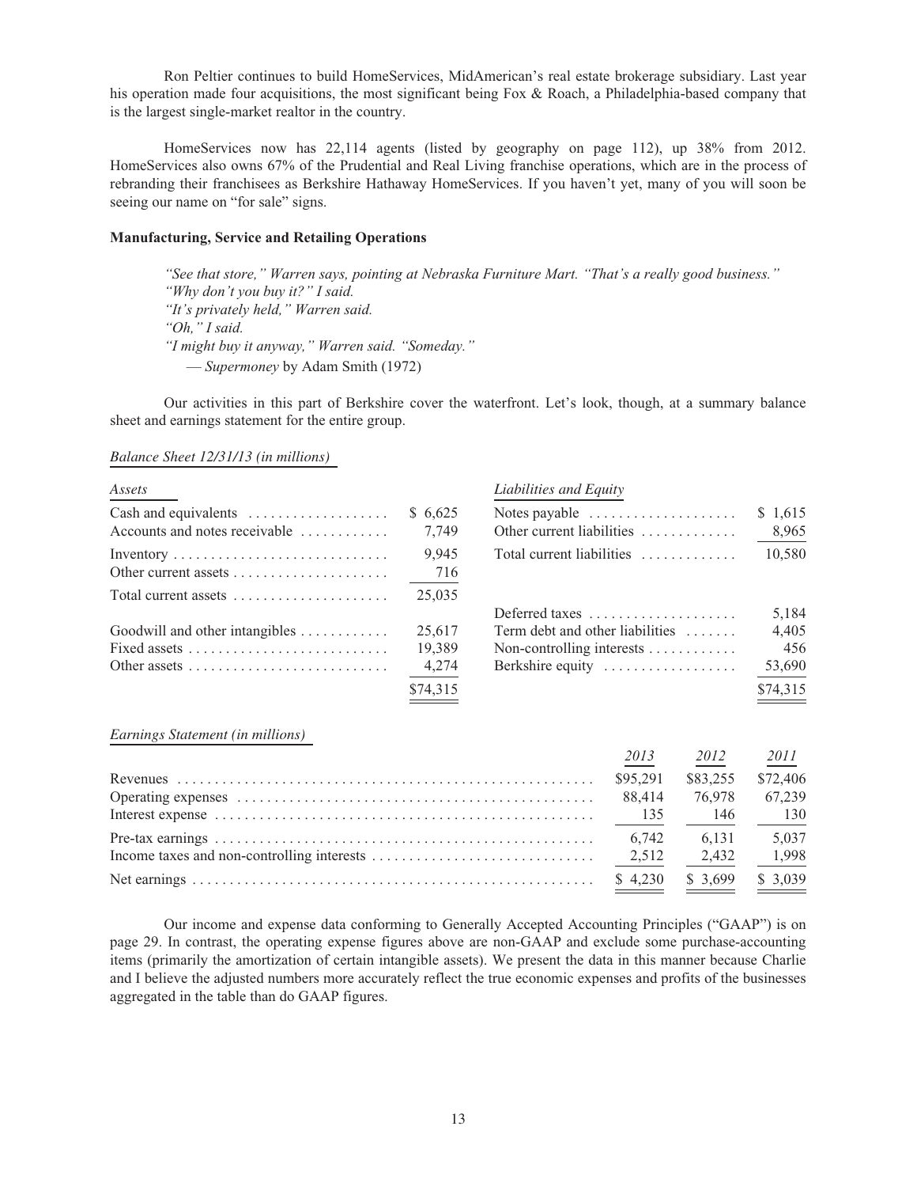Ron Peltier continues to build HomeServices, MidAmerican's real estate brokerage subsidiary. Last year his operation made four acquisitions, the most significant being Fox & Roach, a Philadelphia-based company that is the largest single-market realtor in the country.

HomeServices now has 22,114 agents (listed by geography on page 112), up 38% from 2012. HomeServices also owns 67% of the Prudential and Real Living franchise operations, which are in the process of rebranding their franchisees as Berkshire Hathaway HomeServices. If you haven't yet, many of you will soon be seeing our name on "for sale" signs.

**Manufacturing, Service and Retailing Operations**

> *"See that store," Warren says, pointing at Nebraska Furniture Mart. "That's a really good business."*
> *"Why don't you buy it?" I said.*
> *"It's privately held," Warren said.*
> *"Oh," I said.*
> *"I might buy it anyway," Warren said. "Someday."*
> — *Supermoney* by Adam Smith (1972)

Our activities in this part of Berkshire cover the waterfront. Let's look, though, at a summary balance sheet and earnings statement for the entire group.

*Balance Sheet 12/31/13 (in millions)*

| *Assets* | | *Liabilities and Equity* | |
|---|---|---|---|
| Cash and equivalents | $ 6,625 | Notes payable | $ 1,615 |
| Accounts and notes receivable | 7,749 | Other current liabilities | 8,965 |
| Inventory | 9,945 | Total current liabilities | 10,580 |
| Other current assets | 716 | | |
| Total current assets | 25,035 | | |
| | | Deferred taxes | 5,184 |
| Goodwill and other intangibles | 25,617 | Term debt and other liabilities | 4,405 |
| Fixed assets | 19,389 | Non-controlling interests | 456 |
| Other assets | 4,274 | Berkshire equity | 53,690 |
| | $74,315 | | $74,315 |

*Earnings Statement (in millions)*

| | *2013* | *2012* | *2011* |
|---|---|---|---|
| Revenues | $95,291 | $83,255 | $72,406 |
| Operating expenses | 88,414 | 76,978 | 67,239 |
| Interest expense | 135 | 146 | 130 |
| Pre-tax earnings | 6,742 | 6,131 | 5,037 |
| Income taxes and non-controlling interests | 2,512 | 2,432 | 1,998 |
| Net earnings | $ 4,230 | $ 3,699 | $ 3,039 |

Our income and expense data conforming to Generally Accepted Accounting Principles ("GAAP") is on page 29. In contrast, the operating expense figures above are non-GAAP and exclude some purchase-accounting items (primarily the amortization of certain intangible assets). We present the data in this manner because Charlie and I believe the adjusted numbers more accurately reflect the true economic expenses and profits of the businesses aggregated in the table than do GAAP figures.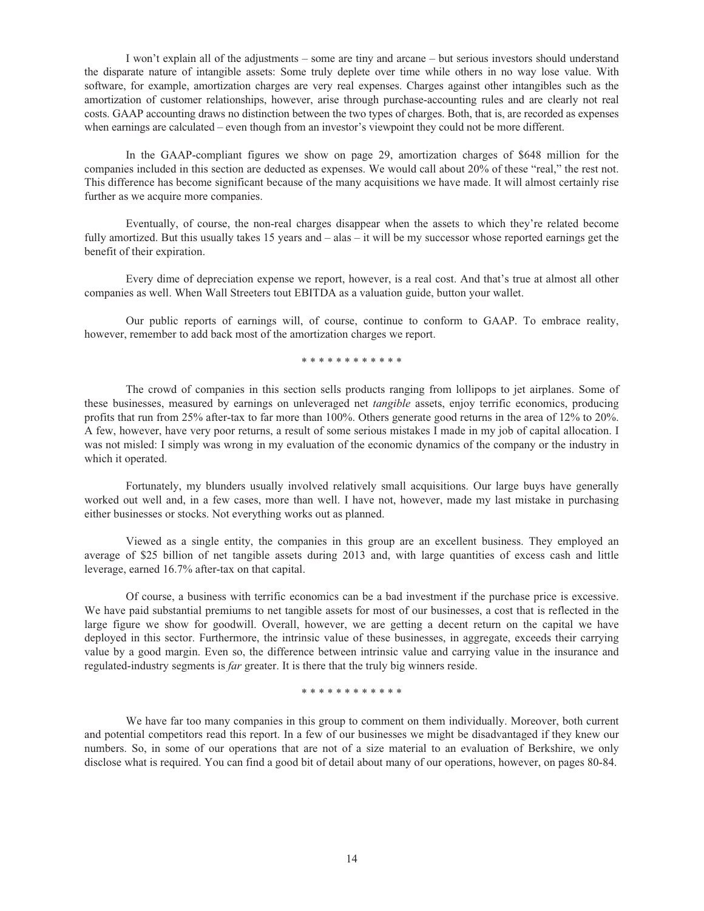I won't explain all of the adjustments – some are tiny and arcane – but serious investors should understand the disparate nature of intangible assets: Some truly deplete over time while others in no way lose value. With software, for example, amortization charges are very real expenses. Charges against other intangibles such as the amortization of customer relationships, however, arise through purchase-accounting rules and are clearly not real costs. GAAP accounting draws no distinction between the two types of charges. Both, that is, are recorded as expenses when earnings are calculated – even though from an investor's viewpoint they could not be more different.

In the GAAP-compliant figures we show on page 29, amortization charges of $648 million for the companies included in this section are deducted as expenses. We would call about 20% of these "real," the rest not. This difference has become significant because of the many acquisitions we have made. It will almost certainly rise further as we acquire more companies.

Eventually, of course, the non-real charges disappear when the assets to which they're related become fully amortized. But this usually takes 15 years and – alas – it will be my successor whose reported earnings get the benefit of their expiration.

Every dime of depreciation expense we report, however, is a real cost. And that's true at almost all other companies as well. When Wall Streeters tout EBITDA as a valuation guide, button your wallet.

Our public reports of earnings will, of course, continue to conform to GAAP. To embrace reality, however, remember to add back most of the amortization charges we report.

* * * * * * * * * * * *

The crowd of companies in this section sells products ranging from lollipops to jet airplanes. Some of these businesses, measured by earnings on unleveraged net *tangible* assets, enjoy terrific economics, producing profits that run from 25% after-tax to far more than 100%. Others generate good returns in the area of 12% to 20%. A few, however, have very poor returns, a result of some serious mistakes I made in my job of capital allocation. I was not misled: I simply was wrong in my evaluation of the economic dynamics of the company or the industry in which it operated.

Fortunately, my blunders usually involved relatively small acquisitions. Our large buys have generally worked out well and, in a few cases, more than well. I have not, however, made my last mistake in purchasing either businesses or stocks. Not everything works out as planned.

Viewed as a single entity, the companies in this group are an excellent business. They employed an average of $25 billion of net tangible assets during 2013 and, with large quantities of excess cash and little leverage, earned 16.7% after-tax on that capital.

Of course, a business with terrific economics can be a bad investment if the purchase price is excessive. We have paid substantial premiums to net tangible assets for most of our businesses, a cost that is reflected in the large figure we show for goodwill. Overall, however, we are getting a decent return on the capital we have deployed in this sector. Furthermore, the intrinsic value of these businesses, in aggregate, exceeds their carrying value by a good margin. Even so, the difference between intrinsic value and carrying value in the insurance and regulated-industry segments is *far* greater. It is there that the truly big winners reside.

* * * * * * * * * * * *

We have far too many companies in this group to comment on them individually. Moreover, both current and potential competitors read this report. In a few of our businesses we might be disadvantaged if they knew our numbers. So, in some of our operations that are not of a size material to an evaluation of Berkshire, we only disclose what is required. You can find a good bit of detail about many of our operations, however, on pages 80-84.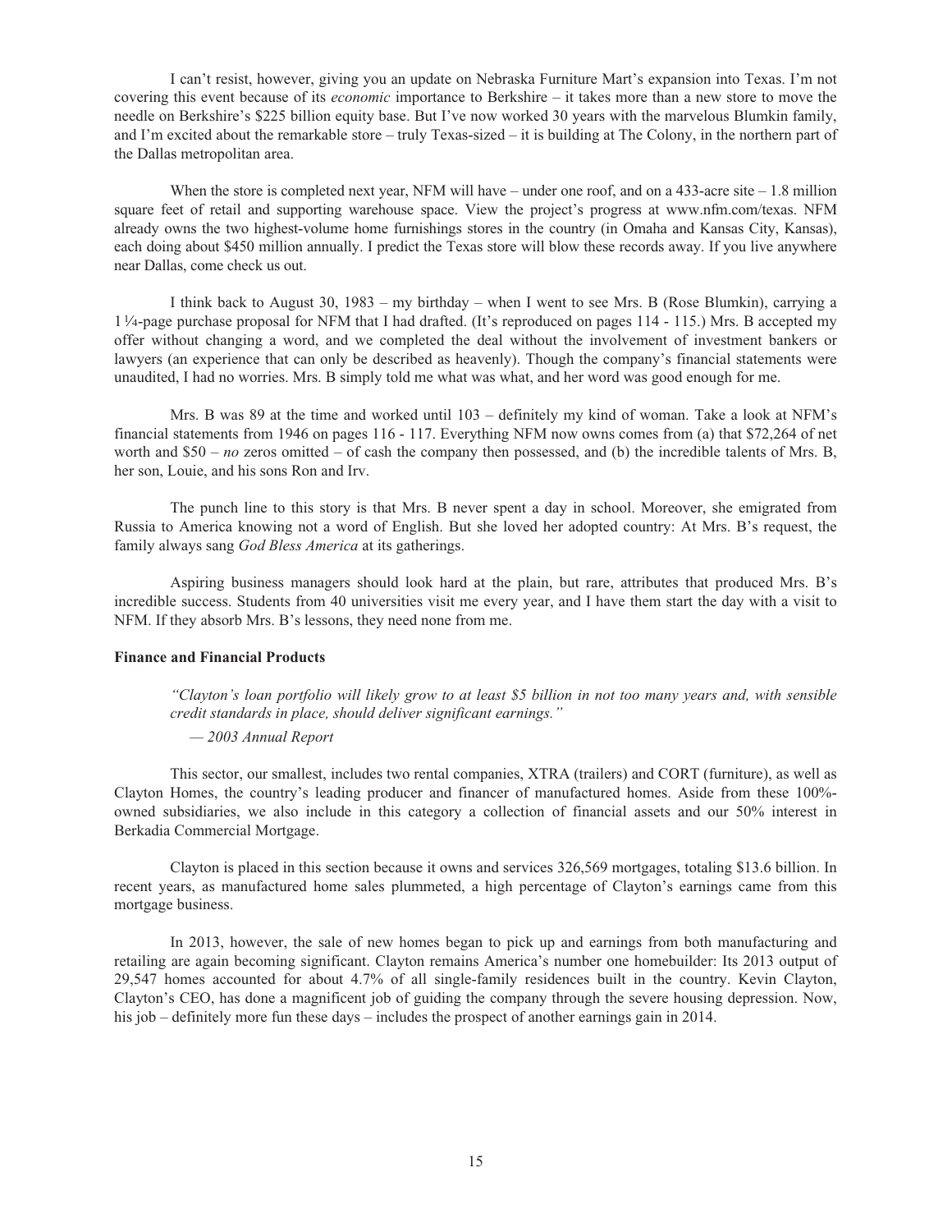I can't resist, however, giving you an update on Nebraska Furniture Mart's expansion into Texas. I'm not covering this event because of its *economic* importance to Berkshire – it takes more than a new store to move the needle on Berkshire's $225 billion equity base. But I've now worked 30 years with the marvelous Blumkin family, and I'm excited about the remarkable store – truly Texas-sized – it is building at The Colony, in the northern part of the Dallas metropolitan area.

When the store is completed next year, NFM will have – under one roof, and on a 433-acre site – 1.8 million square feet of retail and supporting warehouse space. View the project's progress at www.nfm.com/texas. NFM already owns the two highest-volume home furnishings stores in the country (in Omaha and Kansas City, Kansas), each doing about $450 million annually. I predict the Texas store will blow these records away. If you live anywhere near Dallas, come check us out.

I think back to August 30, 1983 – my birthday – when I went to see Mrs. B (Rose Blumkin), carrying a 1¼-page purchase proposal for NFM that I had drafted. (It's reproduced on pages 114 - 115.) Mrs. B accepted my offer without changing a word, and we completed the deal without the involvement of investment bankers or lawyers (an experience that can only be described as heavenly). Though the company's financial statements were unaudited, I had no worries. Mrs. B simply told me what was what, and her word was good enough for me.

Mrs. B was 89 at the time and worked until 103 – definitely my kind of woman. Take a look at NFM's financial statements from 1946 on pages 116 - 117. Everything NFM now owns comes from (a) that $72,264 of net worth and $50 – *no* zeros omitted – of cash the company then possessed, and (b) the incredible talents of Mrs. B, her son, Louie, and his sons Ron and Irv.

The punch line to this story is that Mrs. B never spent a day in school. Moreover, she emigrated from Russia to America knowing not a word of English. But she loved her adopted country: At Mrs. B's request, the family always sang *God Bless America* at its gatherings.

Aspiring business managers should look hard at the plain, but rare, attributes that produced Mrs. B's incredible success. Students from 40 universities visit me every year, and I have them start the day with a visit to NFM. If they absorb Mrs. B's lessons, they need none from me.

**Finance and Financial Products**

> *"Clayton's loan portfolio will likely grow to at least $5 billion in not too many years and, with sensible credit standards in place, should deliver significant earnings."*
>
> *— 2003 Annual Report*

This sector, our smallest, includes two rental companies, XTRA (trailers) and CORT (furniture), as well as Clayton Homes, the country's leading producer and financer of manufactured homes. Aside from these 100%-owned subsidiaries, we also include in this category a collection of financial assets and our 50% interest in Berkadia Commercial Mortgage.

Clayton is placed in this section because it owns and services 326,569 mortgages, totaling $13.6 billion. In recent years, as manufactured home sales plummeted, a high percentage of Clayton's earnings came from this mortgage business.

In 2013, however, the sale of new homes began to pick up and earnings from both manufacturing and retailing are again becoming significant. Clayton remains America's number one homebuilder: Its 2013 output of 29,547 homes accounted for about 4.7% of all single-family residences built in the country. Kevin Clayton, Clayton's CEO, has done a magnificent job of guiding the company through the severe housing depression. Now, his job – definitely more fun these days – includes the prospect of another earnings gain in 2014.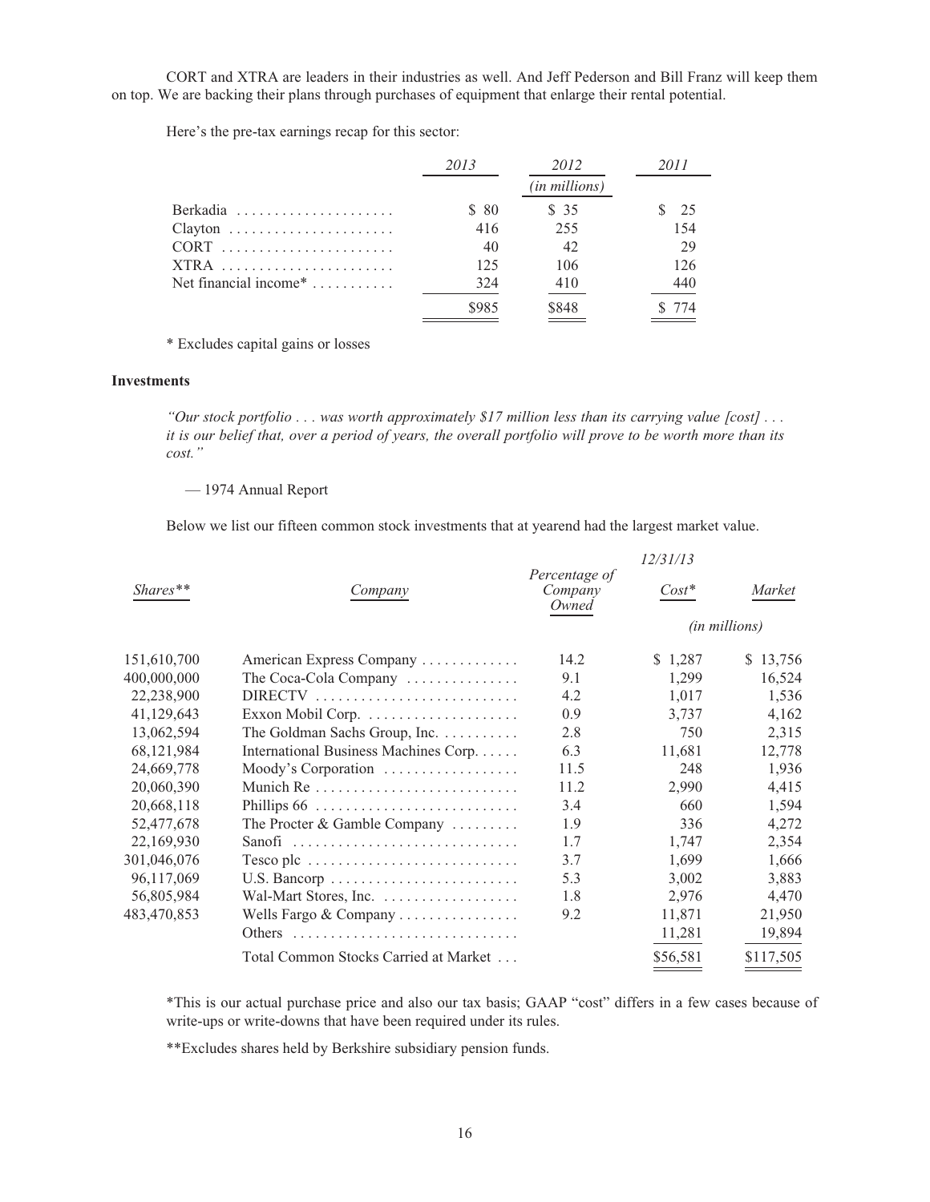CORT and XTRA are leaders in their industries as well. And Jeff Pederson and Bill Franz will keep them on top. We are backing their plans through purchases of equipment that enlarge their rental potential.

Here's the pre-tax earnings recap for this sector:

| | 2013 | 2012 | 2011 |
|---|---|---|---|
| | | *(in millions)* | |
| Berkadia | $ 80 | $ 35 | $ 25 |
| Clayton | 416 | 255 | 154 |
| CORT | 40 | 42 | 29 |
| XTRA | 125 | 106 | 126 |
| Net financial income* | 324 | 410 | 440 |
| | $985 | $848 | $ 774 |

\* Excludes capital gains or losses

**Investments**

*"Our stock portfolio . . . was worth approximately $17 million less than its carrying value [cost] . . . it is our belief that, over a period of years, the overall portfolio will prove to be worth more than its cost."*

— 1974 Annual Report

Below we list our fifteen common stock investments that at yearend had the largest market value.

| | | | 12/31/13 | |
|---|---|---|---|---|
| Shares** | Company | Percentage of Company Owned | Cost* | Market |
| | | | *(in millions)* | |
| 151,610,700 | American Express Company | 14.2 | $ 1,287 | $ 13,756 |
| 400,000,000 | The Coca-Cola Company | 9.1 | 1,299 | 16,524 |
| 22,238,900 | DIRECTV | 4.2 | 1,017 | 1,536 |
| 41,129,643 | Exxon Mobil Corp. | 0.9 | 3,737 | 4,162 |
| 13,062,594 | The Goldman Sachs Group, Inc. | 2.8 | 750 | 2,315 |
| 68,121,984 | International Business Machines Corp. | 6.3 | 11,681 | 12,778 |
| 24,669,778 | Moody's Corporation | 11.5 | 248 | 1,936 |
| 20,060,390 | Munich Re | 11.2 | 2,990 | 4,415 |
| 20,668,118 | Phillips 66 | 3.4 | 660 | 1,594 |
| 52,477,678 | The Procter & Gamble Company | 1.9 | 336 | 4,272 |
| 22,169,930 | Sanofi | 1.7 | 1,747 | 2,354 |
| 301,046,076 | Tesco plc | 3.7 | 1,699 | 1,666 |
| 96,117,069 | U.S. Bancorp | 5.3 | 3,002 | 3,883 |
| 56,805,984 | Wal-Mart Stores, Inc. | 1.8 | 2,976 | 4,470 |
| 483,470,853 | Wells Fargo & Company | 9.2 | 11,871 | 21,950 |
| | Others | | 11,281 | 19,894 |
| | Total Common Stocks Carried at Market | | $56,581 | $117,505 |

\*This is our actual purchase price and also our tax basis; GAAP "cost" differs in a few cases because of write-ups or write-downs that have been required under its rules.

\*\*Excludes shares held by Berkshire subsidiary pension funds.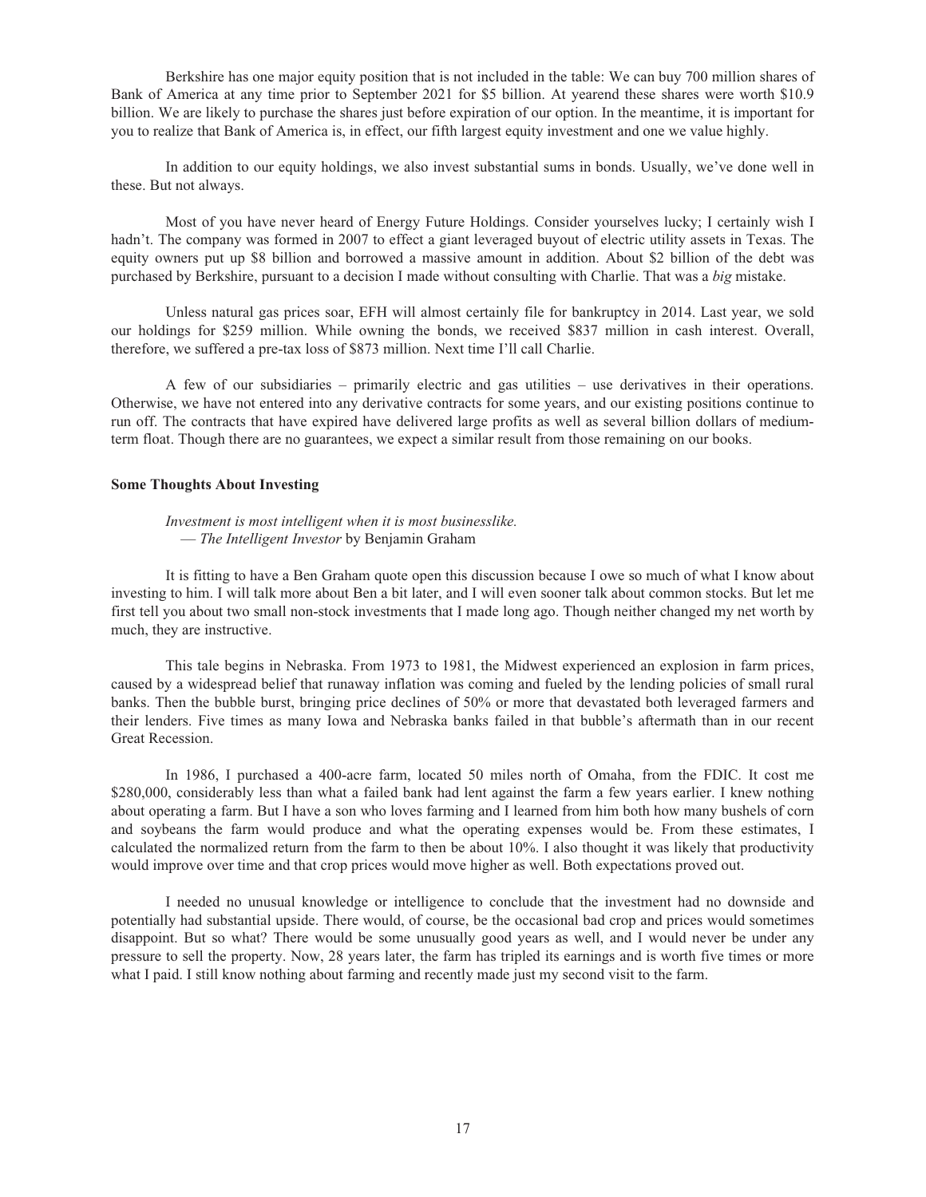Berkshire has one major equity position that is not included in the table: We can buy 700 million shares of Bank of America at any time prior to September 2021 for $5 billion. At yearend these shares were worth $10.9 billion. We are likely to purchase the shares just before expiration of our option. In the meantime, it is important for you to realize that Bank of America is, in effect, our fifth largest equity investment and one we value highly.

In addition to our equity holdings, we also invest substantial sums in bonds. Usually, we've done well in these. But not always.

Most of you have never heard of Energy Future Holdings. Consider yourselves lucky; I certainly wish I hadn't. The company was formed in 2007 to effect a giant leveraged buyout of electric utility assets in Texas. The equity owners put up $8 billion and borrowed a massive amount in addition. About $2 billion of the debt was purchased by Berkshire, pursuant to a decision I made without consulting with Charlie. That was a *big* mistake.

Unless natural gas prices soar, EFH will almost certainly file for bankruptcy in 2014. Last year, we sold our holdings for $259 million. While owning the bonds, we received $837 million in cash interest. Overall, therefore, we suffered a pre-tax loss of $873 million. Next time I'll call Charlie.

A few of our subsidiaries – primarily electric and gas utilities – use derivatives in their operations. Otherwise, we have not entered into any derivative contracts for some years, and our existing positions continue to run off. The contracts that have expired have delivered large profits as well as several billion dollars of medium-term float. Though there are no guarantees, we expect a similar result from those remaining on our books.

**Some Thoughts About Investing**

*Investment is most intelligent when it is most businesslike.*
— *The Intelligent Investor* by Benjamin Graham

It is fitting to have a Ben Graham quote open this discussion because I owe so much of what I know about investing to him. I will talk more about Ben a bit later, and I will even sooner talk about common stocks. But let me first tell you about two small non-stock investments that I made long ago. Though neither changed my net worth by much, they are instructive.

This tale begins in Nebraska. From 1973 to 1981, the Midwest experienced an explosion in farm prices, caused by a widespread belief that runaway inflation was coming and fueled by the lending policies of small rural banks. Then the bubble burst, bringing price declines of 50% or more that devastated both leveraged farmers and their lenders. Five times as many Iowa and Nebraska banks failed in that bubble's aftermath than in our recent Great Recession.

In 1986, I purchased a 400-acre farm, located 50 miles north of Omaha, from the FDIC. It cost me $280,000, considerably less than what a failed bank had lent against the farm a few years earlier. I knew nothing about operating a farm. But I have a son who loves farming and I learned from him both how many bushels of corn and soybeans the farm would produce and what the operating expenses would be. From these estimates, I calculated the normalized return from the farm to then be about 10%. I also thought it was likely that productivity would improve over time and that crop prices would move higher as well. Both expectations proved out.

I needed no unusual knowledge or intelligence to conclude that the investment had no downside and potentially had substantial upside. There would, of course, be the occasional bad crop and prices would sometimes disappoint. But so what? There would be some unusually good years as well, and I would never be under any pressure to sell the property. Now, 28 years later, the farm has tripled its earnings and is worth five times or more what I paid. I still know nothing about farming and recently made just my second visit to the farm.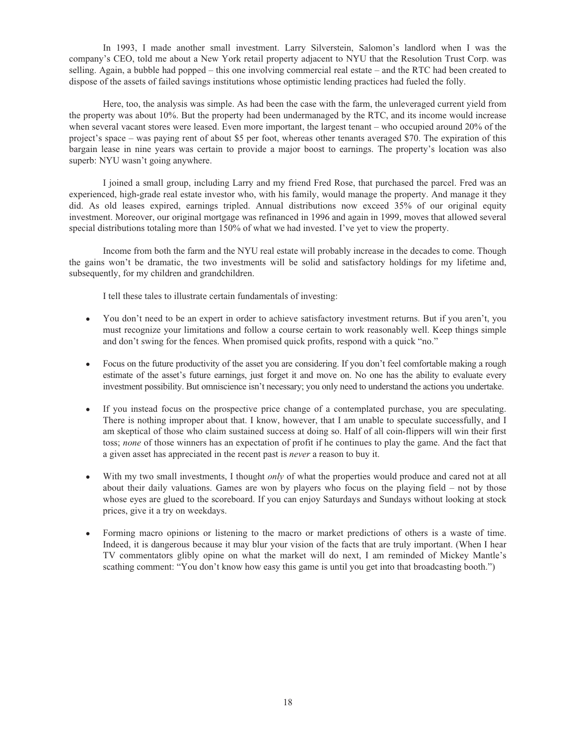In 1993, I made another small investment. Larry Silverstein, Salomon's landlord when I was the company's CEO, told me about a New York retail property adjacent to NYU that the Resolution Trust Corp. was selling. Again, a bubble had popped – this one involving commercial real estate – and the RTC had been created to dispose of the assets of failed savings institutions whose optimistic lending practices had fueled the folly.

Here, too, the analysis was simple. As had been the case with the farm, the unleveraged current yield from the property was about 10%. But the property had been undermanaged by the RTC, and its income would increase when several vacant stores were leased. Even more important, the largest tenant – who occupied around 20% of the project's space – was paying rent of about $5 per foot, whereas other tenants averaged $70. The expiration of this bargain lease in nine years was certain to provide a major boost to earnings. The property's location was also superb: NYU wasn't going anywhere.

I joined a small group, including Larry and my friend Fred Rose, that purchased the parcel. Fred was an experienced, high-grade real estate investor who, with his family, would manage the property. And manage it they did. As old leases expired, earnings tripled. Annual distributions now exceed 35% of our original equity investment. Moreover, our original mortgage was refinanced in 1996 and again in 1999, moves that allowed several special distributions totaling more than 150% of what we had invested. I've yet to view the property.

Income from both the farm and the NYU real estate will probably increase in the decades to come. Though the gains won't be dramatic, the two investments will be solid and satisfactory holdings for my lifetime and, subsequently, for my children and grandchildren.

I tell these tales to illustrate certain fundamentals of investing:

- You don't need to be an expert in order to achieve satisfactory investment returns. But if you aren't, you must recognize your limitations and follow a course certain to work reasonably well. Keep things simple and don't swing for the fences. When promised quick profits, respond with a quick "no."

- Focus on the future productivity of the asset you are considering. If you don't feel comfortable making a rough estimate of the asset's future earnings, just forget it and move on. No one has the ability to evaluate every investment possibility. But omniscience isn't necessary; you only need to understand the actions you undertake.

- If you instead focus on the prospective price change of a contemplated purchase, you are speculating. There is nothing improper about that. I know, however, that I am unable to speculate successfully, and I am skeptical of those who claim sustained success at doing so. Half of all coin-flippers will win their first toss; *none* of those winners has an expectation of profit if he continues to play the game. And the fact that a given asset has appreciated in the recent past is *never* a reason to buy it.

- With my two small investments, I thought *only* of what the properties would produce and cared not at all about their daily valuations. Games are won by players who focus on the playing field – not by those whose eyes are glued to the scoreboard. If you can enjoy Saturdays and Sundays without looking at stock prices, give it a try on weekdays.

- Forming macro opinions or listening to the macro or market predictions of others is a waste of time. Indeed, it is dangerous because it may blur your vision of the facts that are truly important. (When I hear TV commentators glibly opine on what the market will do next, I am reminded of Mickey Mantle's scathing comment: "You don't know how easy this game is until you get into that broadcasting booth.")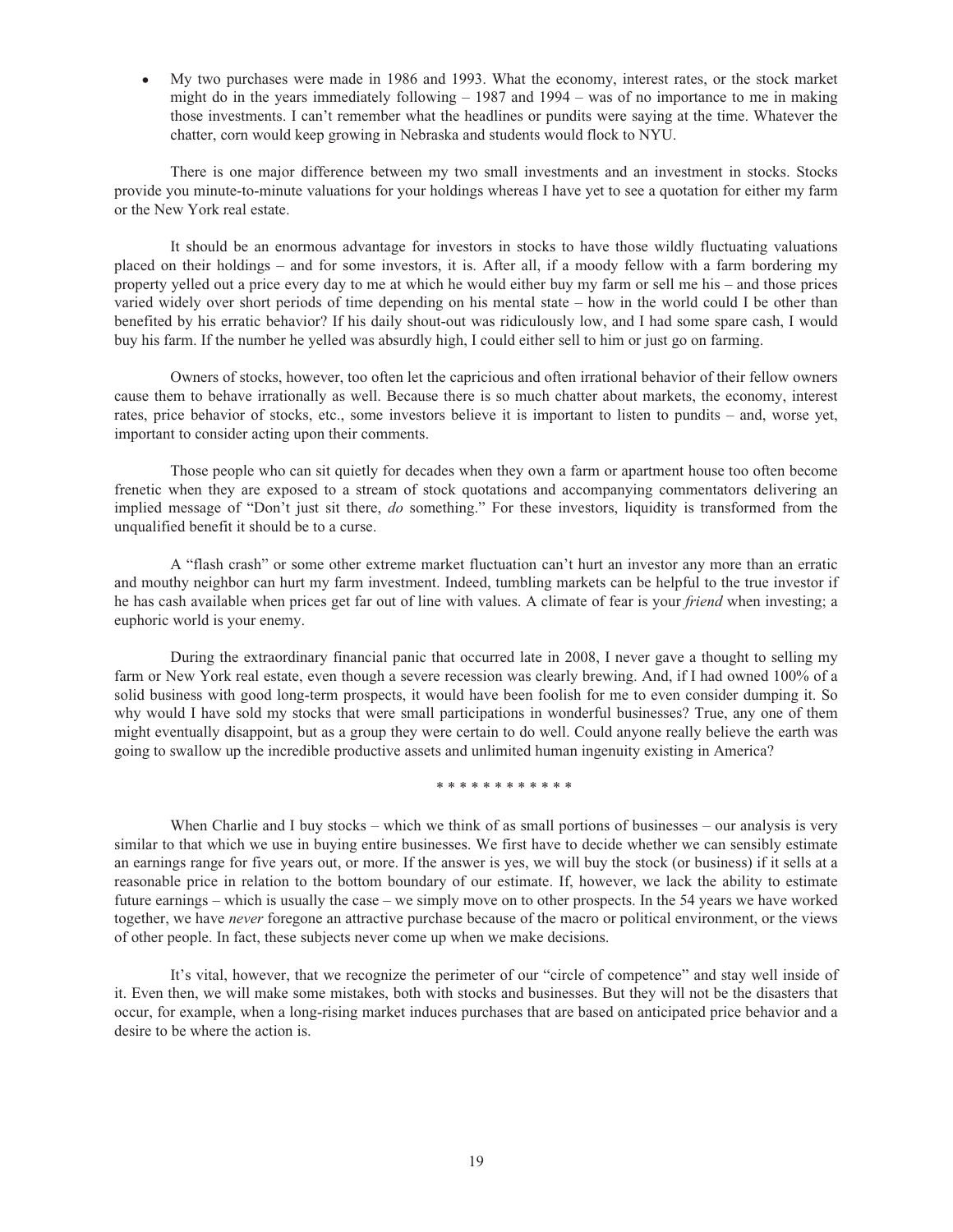- My two purchases were made in 1986 and 1993. What the economy, interest rates, or the stock market might do in the years immediately following – 1987 and 1994 – was of no importance to me in making those investments. I can't remember what the headlines or pundits were saying at the time. Whatever the chatter, corn would keep growing in Nebraska and students would flock to NYU.

There is one major difference between my two small investments and an investment in stocks. Stocks provide you minute-to-minute valuations for your holdings whereas I have yet to see a quotation for either my farm or the New York real estate.

It should be an enormous advantage for investors in stocks to have those wildly fluctuating valuations placed on their holdings – and for some investors, it is. After all, if a moody fellow with a farm bordering my property yelled out a price every day to me at which he would either buy my farm or sell me his – and those prices varied widely over short periods of time depending on his mental state – how in the world could I be other than benefited by his erratic behavior? If his daily shout-out was ridiculously low, and I had some spare cash, I would buy his farm. If the number he yelled was absurdly high, I could either sell to him or just go on farming.

Owners of stocks, however, too often let the capricious and often irrational behavior of their fellow owners cause them to behave irrationally as well. Because there is so much chatter about markets, the economy, interest rates, price behavior of stocks, etc., some investors believe it is important to listen to pundits – and, worse yet, important to consider acting upon their comments.

Those people who can sit quietly for decades when they own a farm or apartment house too often become frenetic when they are exposed to a stream of stock quotations and accompanying commentators delivering an implied message of "Don't just sit there, *do* something." For these investors, liquidity is transformed from the unqualified benefit it should be to a curse.

A "flash crash" or some other extreme market fluctuation can't hurt an investor any more than an erratic and mouthy neighbor can hurt my farm investment. Indeed, tumbling markets can be helpful to the true investor if he has cash available when prices get far out of line with values. A climate of fear is your *friend* when investing; a euphoric world is your enemy.

During the extraordinary financial panic that occurred late in 2008, I never gave a thought to selling my farm or New York real estate, even though a severe recession was clearly brewing. And, if I had owned 100% of a solid business with good long-term prospects, it would have been foolish for me to even consider dumping it. So why would I have sold my stocks that were small participations in wonderful businesses? True, any one of them might eventually disappoint, but as a group they were certain to do well. Could anyone really believe the earth was going to swallow up the incredible productive assets and unlimited human ingenuity existing in America?

\* \* \* \* \* \* \* \* \* \* \* \*

When Charlie and I buy stocks – which we think of as small portions of businesses – our analysis is very similar to that which we use in buying entire businesses. We first have to decide whether we can sensibly estimate an earnings range for five years out, or more. If the answer is yes, we will buy the stock (or business) if it sells at a reasonable price in relation to the bottom boundary of our estimate. If, however, we lack the ability to estimate future earnings – which is usually the case – we simply move on to other prospects. In the 54 years we have worked together, we have *never* foregone an attractive purchase because of the macro or political environment, or the views of other people. In fact, these subjects never come up when we make decisions.

It's vital, however, that we recognize the perimeter of our "circle of competence" and stay well inside of it. Even then, we will make some mistakes, both with stocks and businesses. But they will not be the disasters that occur, for example, when a long-rising market induces purchases that are based on anticipated price behavior and a desire to be where the action is.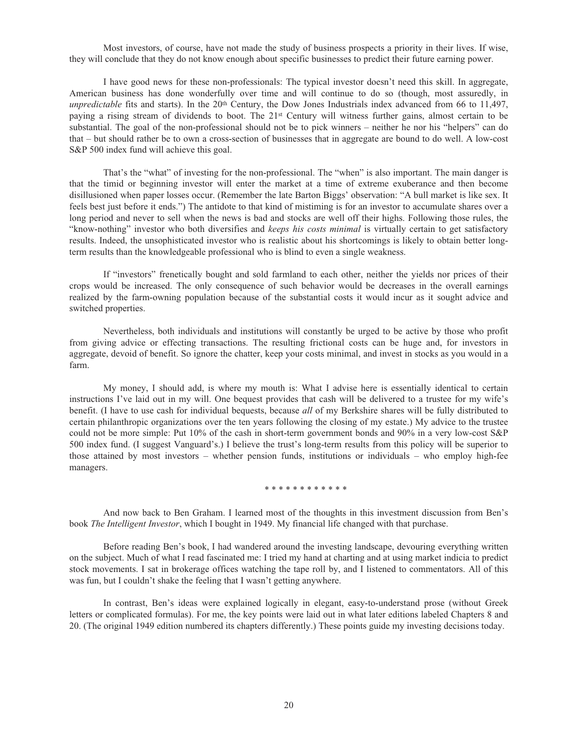Most investors, of course, have not made the study of business prospects a priority in their lives. If wise, they will conclude that they do not know enough about specific businesses to predict their future earning power.

I have good news for these non-professionals: The typical investor doesn't need this skill. In aggregate, American business has done wonderfully over time and will continue to do so (though, most assuredly, in *unpredictable* fits and starts). In the 20th Century, the Dow Jones Industrials index advanced from 66 to 11,497, paying a rising stream of dividends to boot. The 21st Century will witness further gains, almost certain to be substantial. The goal of the non-professional should not be to pick winners – neither he nor his "helpers" can do that – but should rather be to own a cross-section of businesses that in aggregate are bound to do well. A low-cost S&P 500 index fund will achieve this goal.

That's the "what" of investing for the non-professional. The "when" is also important. The main danger is that the timid or beginning investor will enter the market at a time of extreme exuberance and then become disillusioned when paper losses occur. (Remember the late Barton Biggs' observation: "A bull market is like sex. It feels best just before it ends.") The antidote to that kind of mistiming is for an investor to accumulate shares over a long period and never to sell when the news is bad and stocks are well off their highs. Following those rules, the "know-nothing" investor who both diversifies and *keeps his costs minimal* is virtually certain to get satisfactory results. Indeed, the unsophisticated investor who is realistic about his shortcomings is likely to obtain better long-term results than the knowledgeable professional who is blind to even a single weakness.

If "investors" frenetically bought and sold farmland to each other, neither the yields nor prices of their crops would be increased. The only consequence of such behavior would be decreases in the overall earnings realized by the farm-owning population because of the substantial costs it would incur as it sought advice and switched properties.

Nevertheless, both individuals and institutions will constantly be urged to be active by those who profit from giving advice or effecting transactions. The resulting frictional costs can be huge and, for investors in aggregate, devoid of benefit. So ignore the chatter, keep your costs minimal, and invest in stocks as you would in a farm.

My money, I should add, is where my mouth is: What I advise here is essentially identical to certain instructions I've laid out in my will. One bequest provides that cash will be delivered to a trustee for my wife's benefit. (I have to use cash for individual bequests, because *all* of my Berkshire shares will be fully distributed to certain philanthropic organizations over the ten years following the closing of my estate.) My advice to the trustee could not be more simple: Put 10% of the cash in short-term government bonds and 90% in a very low-cost S&P 500 index fund. (I suggest Vanguard's.) I believe the trust's long-term results from this policy will be superior to those attained by most investors – whether pension funds, institutions or individuals – who employ high-fee managers.

* * * * * * * * * * * *

And now back to Ben Graham. I learned most of the thoughts in this investment discussion from Ben's book *The Intelligent Investor*, which I bought in 1949. My financial life changed with that purchase.

Before reading Ben's book, I had wandered around the investing landscape, devouring everything written on the subject. Much of what I read fascinated me: I tried my hand at charting and at using market indicia to predict stock movements. I sat in brokerage offices watching the tape roll by, and I listened to commentators. All of this was fun, but I couldn't shake the feeling that I wasn't getting anywhere.

In contrast, Ben's ideas were explained logically in elegant, easy-to-understand prose (without Greek letters or complicated formulas). For me, the key points were laid out in what later editions labeled Chapters 8 and 20. (The original 1949 edition numbered its chapters differently.) These points guide my investing decisions today.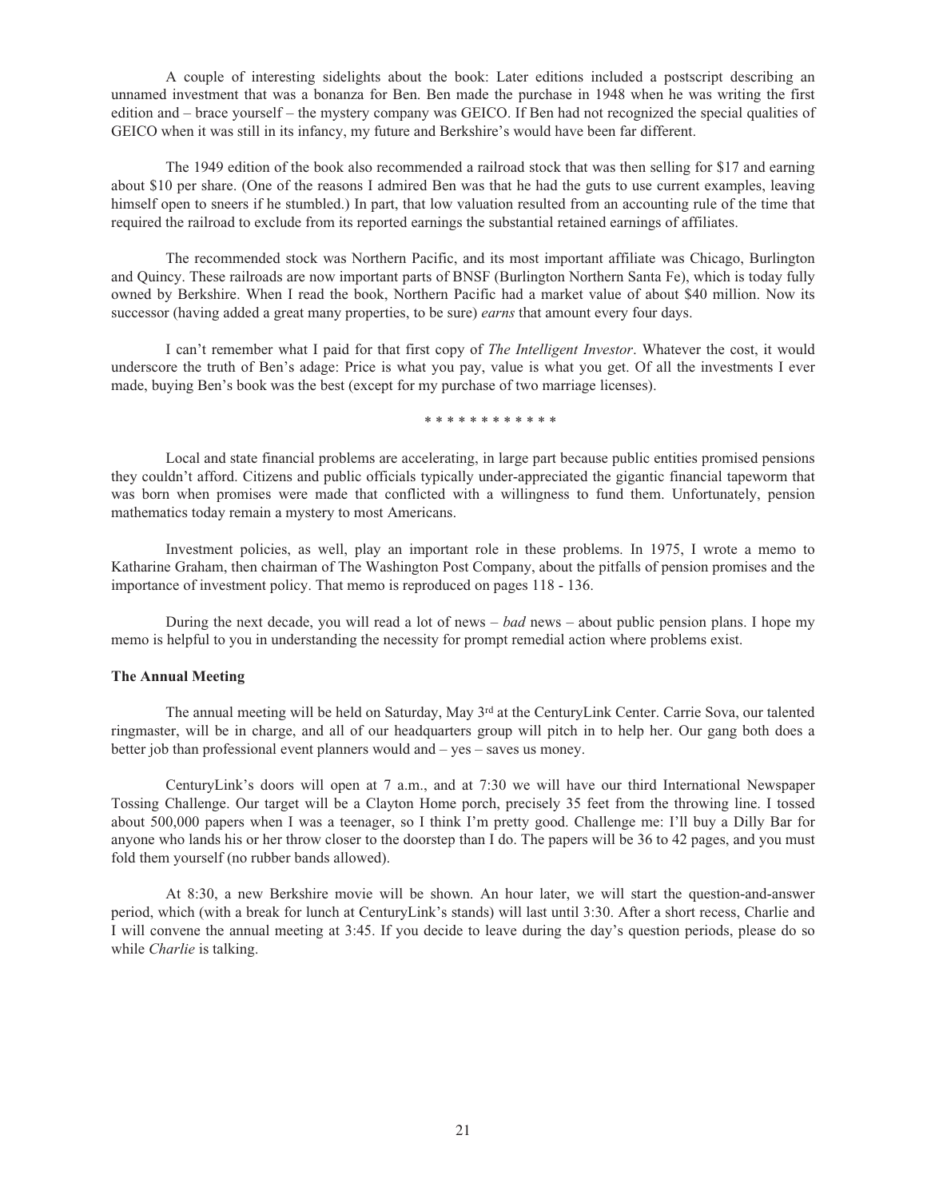A couple of interesting sidelights about the book: Later editions included a postscript describing an unnamed investment that was a bonanza for Ben. Ben made the purchase in 1948 when he was writing the first edition and – brace yourself – the mystery company was GEICO. If Ben had not recognized the special qualities of GEICO when it was still in its infancy, my future and Berkshire's would have been far different.

The 1949 edition of the book also recommended a railroad stock that was then selling for $17 and earning about $10 per share. (One of the reasons I admired Ben was that he had the guts to use current examples, leaving himself open to sneers if he stumbled.) In part, that low valuation resulted from an accounting rule of the time that required the railroad to exclude from its reported earnings the substantial retained earnings of affiliates.

The recommended stock was Northern Pacific, and its most important affiliate was Chicago, Burlington and Quincy. These railroads are now important parts of BNSF (Burlington Northern Santa Fe), which is today fully owned by Berkshire. When I read the book, Northern Pacific had a market value of about $40 million. Now its successor (having added a great many properties, to be sure) *earns* that amount every four days.

I can't remember what I paid for that first copy of *The Intelligent Investor*. Whatever the cost, it would underscore the truth of Ben's adage: Price is what you pay, value is what you get. Of all the investments I ever made, buying Ben's book was the best (except for my purchase of two marriage licenses).

\* \* \* \* \* \* \* \* \* \* \* \* \*

Local and state financial problems are accelerating, in large part because public entities promised pensions they couldn't afford. Citizens and public officials typically under-appreciated the gigantic financial tapeworm that was born when promises were made that conflicted with a willingness to fund them. Unfortunately, pension mathematics today remain a mystery to most Americans.

Investment policies, as well, play an important role in these problems. In 1975, I wrote a memo to Katharine Graham, then chairman of The Washington Post Company, about the pitfalls of pension promises and the importance of investment policy. That memo is reproduced on pages 118 - 136.

During the next decade, you will read a lot of news – *bad* news – about public pension plans. I hope my memo is helpful to you in understanding the necessity for prompt remedial action where problems exist.

**The Annual Meeting**

The annual meeting will be held on Saturday, May 3rd at the CenturyLink Center. Carrie Sova, our talented ringmaster, will be in charge, and all of our headquarters group will pitch in to help her. Our gang both does a better job than professional event planners would and – yes – saves us money.

CenturyLink's doors will open at 7 a.m., and at 7:30 we will have our third International Newspaper Tossing Challenge. Our target will be a Clayton Home porch, precisely 35 feet from the throwing line. I tossed about 500,000 papers when I was a teenager, so I think I'm pretty good. Challenge me: I'll buy a Dilly Bar for anyone who lands his or her throw closer to the doorstep than I do. The papers will be 36 to 42 pages, and you must fold them yourself (no rubber bands allowed).

At 8:30, a new Berkshire movie will be shown. An hour later, we will start the question-and-answer period, which (with a break for lunch at CenturyLink's stands) will last until 3:30. After a short recess, Charlie and I will convene the annual meeting at 3:45. If you decide to leave during the day's question periods, please do so while *Charlie* is talking.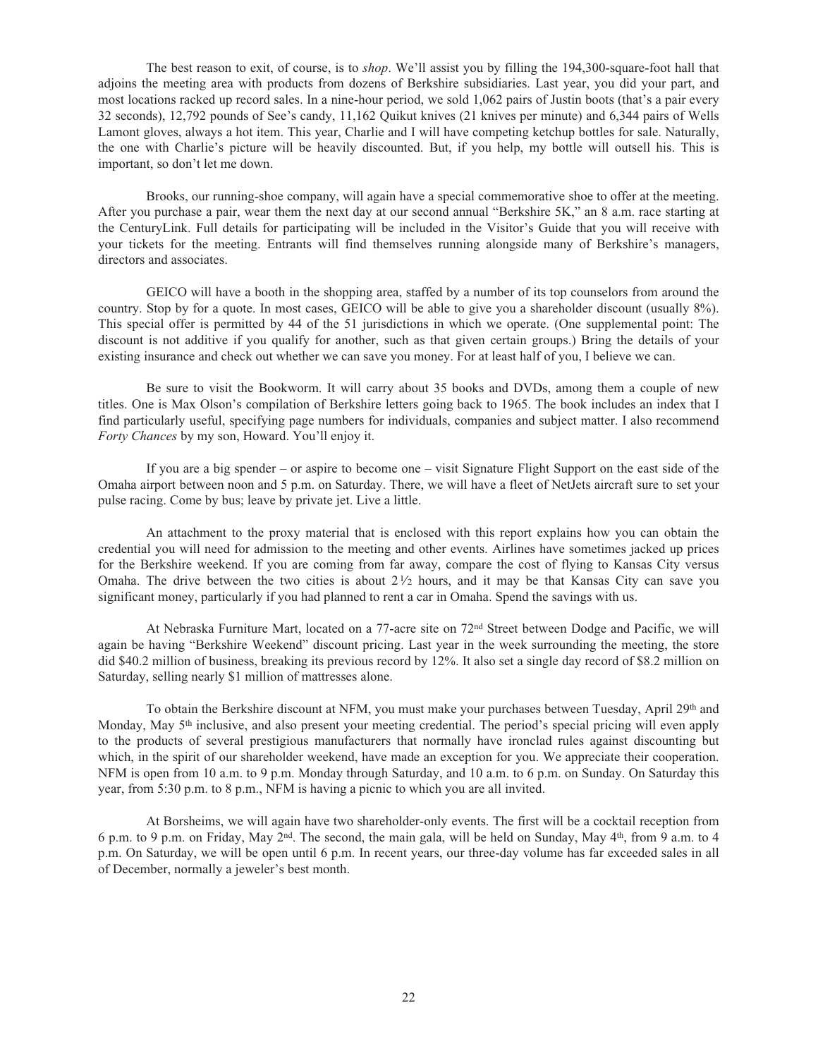The best reason to exit, of course, is to *shop*. We'll assist you by filling the 194,300-square-foot hall that adjoins the meeting area with products from dozens of Berkshire subsidiaries. Last year, you did your part, and most locations racked up record sales. In a nine-hour period, we sold 1,062 pairs of Justin boots (that's a pair every 32 seconds), 12,792 pounds of See's candy, 11,162 Quikut knives (21 knives per minute) and 6,344 pairs of Wells Lamont gloves, always a hot item. This year, Charlie and I will have competing ketchup bottles for sale. Naturally, the one with Charlie's picture will be heavily discounted. But, if you help, my bottle will outsell his. This is important, so don't let me down.

Brooks, our running-shoe company, will again have a special commemorative shoe to offer at the meeting. After you purchase a pair, wear them the next day at our second annual "Berkshire 5K," an 8 a.m. race starting at the CenturyLink. Full details for participating will be included in the Visitor's Guide that you will receive with your tickets for the meeting. Entrants will find themselves running alongside many of Berkshire's managers, directors and associates.

GEICO will have a booth in the shopping area, staffed by a number of its top counselors from around the country. Stop by for a quote. In most cases, GEICO will be able to give you a shareholder discount (usually 8%). This special offer is permitted by 44 of the 51 jurisdictions in which we operate. (One supplemental point: The discount is not additive if you qualify for another, such as that given certain groups.) Bring the details of your existing insurance and check out whether we can save you money. For at least half of you, I believe we can.

Be sure to visit the Bookworm. It will carry about 35 books and DVDs, among them a couple of new titles. One is Max Olson's compilation of Berkshire letters going back to 1965. The book includes an index that I find particularly useful, specifying page numbers for individuals, companies and subject matter. I also recommend *Forty Chances* by my son, Howard. You'll enjoy it.

If you are a big spender – or aspire to become one – visit Signature Flight Support on the east side of the Omaha airport between noon and 5 p.m. on Saturday. There, we will have a fleet of NetJets aircraft sure to set your pulse racing. Come by bus; leave by private jet. Live a little.

An attachment to the proxy material that is enclosed with this report explains how you can obtain the credential you will need for admission to the meeting and other events. Airlines have sometimes jacked up prices for the Berkshire weekend. If you are coming from far away, compare the cost of flying to Kansas City versus Omaha. The drive between the two cities is about 2½ hours, and it may be that Kansas City can save you significant money, particularly if you had planned to rent a car in Omaha. Spend the savings with us.

At Nebraska Furniture Mart, located on a 77-acre site on 72nd Street between Dodge and Pacific, we will again be having "Berkshire Weekend" discount pricing. Last year in the week surrounding the meeting, the store did $40.2 million of business, breaking its previous record by 12%. It also set a single day record of $8.2 million on Saturday, selling nearly $1 million of mattresses alone.

To obtain the Berkshire discount at NFM, you must make your purchases between Tuesday, April 29th and Monday, May 5th inclusive, and also present your meeting credential. The period's special pricing will even apply to the products of several prestigious manufacturers that normally have ironclad rules against discounting but which, in the spirit of our shareholder weekend, have made an exception for you. We appreciate their cooperation. NFM is open from 10 a.m. to 9 p.m. Monday through Saturday, and 10 a.m. to 6 p.m. on Sunday. On Saturday this year, from 5:30 p.m. to 8 p.m., NFM is having a picnic to which you are all invited.

At Borsheims, we will again have two shareholder-only events. The first will be a cocktail reception from 6 p.m. to 9 p.m. on Friday, May 2nd. The second, the main gala, will be held on Sunday, May 4th, from 9 a.m. to 4 p.m. On Saturday, we will be open until 6 p.m. In recent years, our three-day volume has far exceeded sales in all of December, normally a jeweler's best month.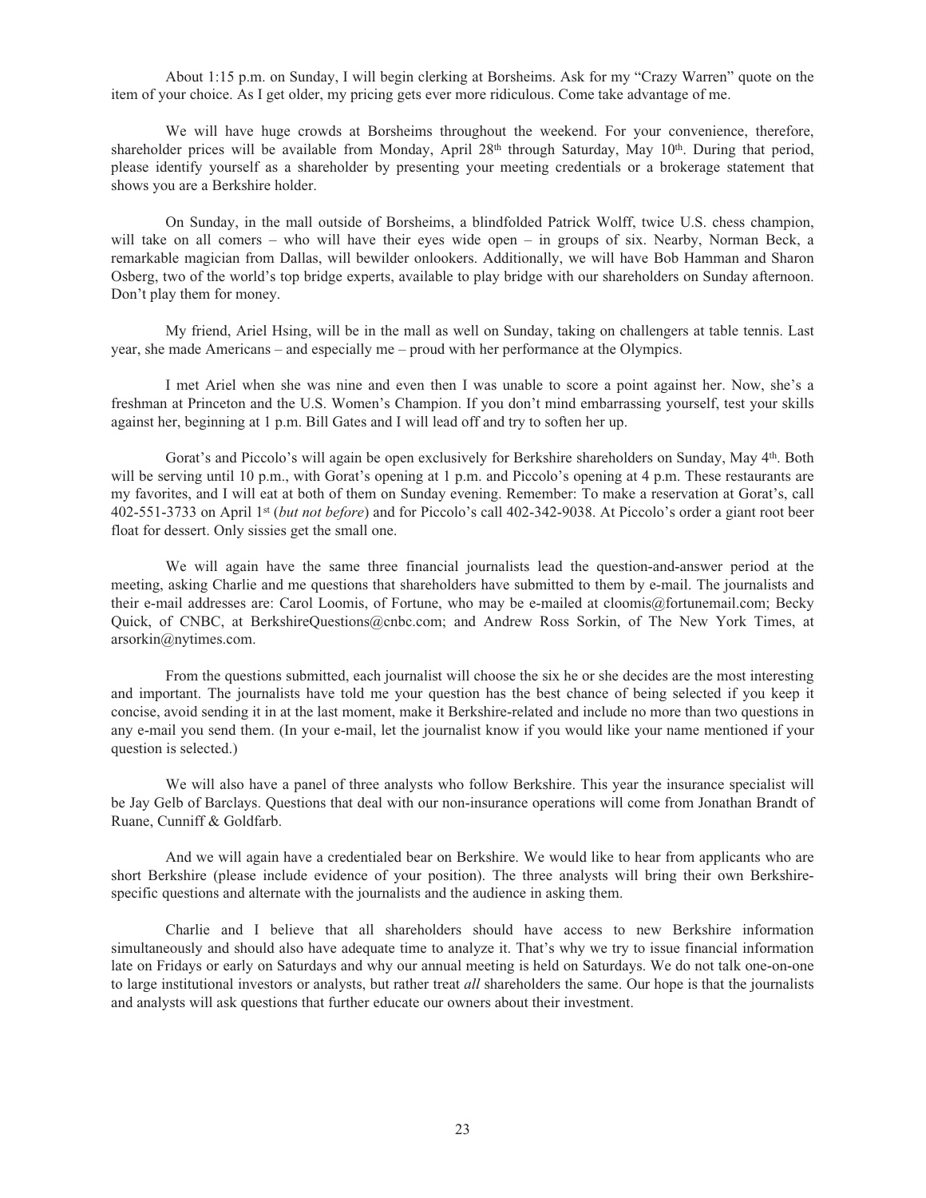About 1:15 p.m. on Sunday, I will begin clerking at Borsheims. Ask for my "Crazy Warren" quote on the item of your choice. As I get older, my pricing gets ever more ridiculous. Come take advantage of me.

We will have huge crowds at Borsheims throughout the weekend. For your convenience, therefore, shareholder prices will be available from Monday, April 28th through Saturday, May 10th. During that period, please identify yourself as a shareholder by presenting your meeting credentials or a brokerage statement that shows you are a Berkshire holder.

On Sunday, in the mall outside of Borsheims, a blindfolded Patrick Wolff, twice U.S. chess champion, will take on all comers – who will have their eyes wide open – in groups of six. Nearby, Norman Beck, a remarkable magician from Dallas, will bewilder onlookers. Additionally, we will have Bob Hamman and Sharon Osberg, two of the world's top bridge experts, available to play bridge with our shareholders on Sunday afternoon. Don't play them for money.

My friend, Ariel Hsing, will be in the mall as well on Sunday, taking on challengers at table tennis. Last year, she made Americans – and especially me – proud with her performance at the Olympics.

I met Ariel when she was nine and even then I was unable to score a point against her. Now, she's a freshman at Princeton and the U.S. Women's Champion. If you don't mind embarrassing yourself, test your skills against her, beginning at 1 p.m. Bill Gates and I will lead off and try to soften her up.

Gorat's and Piccolo's will again be open exclusively for Berkshire shareholders on Sunday, May 4th. Both will be serving until 10 p.m., with Gorat's opening at 1 p.m. and Piccolo's opening at 4 p.m. These restaurants are my favorites, and I will eat at both of them on Sunday evening. Remember: To make a reservation at Gorat's, call 402-551-3733 on April 1st (*but not before*) and for Piccolo's call 402-342-9038. At Piccolo's order a giant root beer float for dessert. Only sissies get the small one.

We will again have the same three financial journalists lead the question-and-answer period at the meeting, asking Charlie and me questions that shareholders have submitted to them by e-mail. The journalists and their e-mail addresses are: Carol Loomis, of Fortune, who may be e-mailed at cloomis@fortunemail.com; Becky Quick, of CNBC, at BerkshireQuestions@cnbc.com; and Andrew Ross Sorkin, of The New York Times, at arsorkin@nytimes.com.

From the questions submitted, each journalist will choose the six he or she decides are the most interesting and important. The journalists have told me your question has the best chance of being selected if you keep it concise, avoid sending it in at the last moment, make it Berkshire-related and include no more than two questions in any e-mail you send them. (In your e-mail, let the journalist know if you would like your name mentioned if your question is selected.)

We will also have a panel of three analysts who follow Berkshire. This year the insurance specialist will be Jay Gelb of Barclays. Questions that deal with our non-insurance operations will come from Jonathan Brandt of Ruane, Cunniff & Goldfarb.

And we will again have a credentialed bear on Berkshire. We would like to hear from applicants who are short Berkshire (please include evidence of your position). The three analysts will bring their own Berkshire-specific questions and alternate with the journalists and the audience in asking them.

Charlie and I believe that all shareholders should have access to new Berkshire information simultaneously and should also have adequate time to analyze it. That's why we try to issue financial information late on Fridays or early on Saturdays and why our annual meeting is held on Saturdays. We do not talk one-on-one to large institutional investors or analysts, but rather treat *all* shareholders the same. Our hope is that the journalists and analysts will ask questions that further educate our owners about their investment.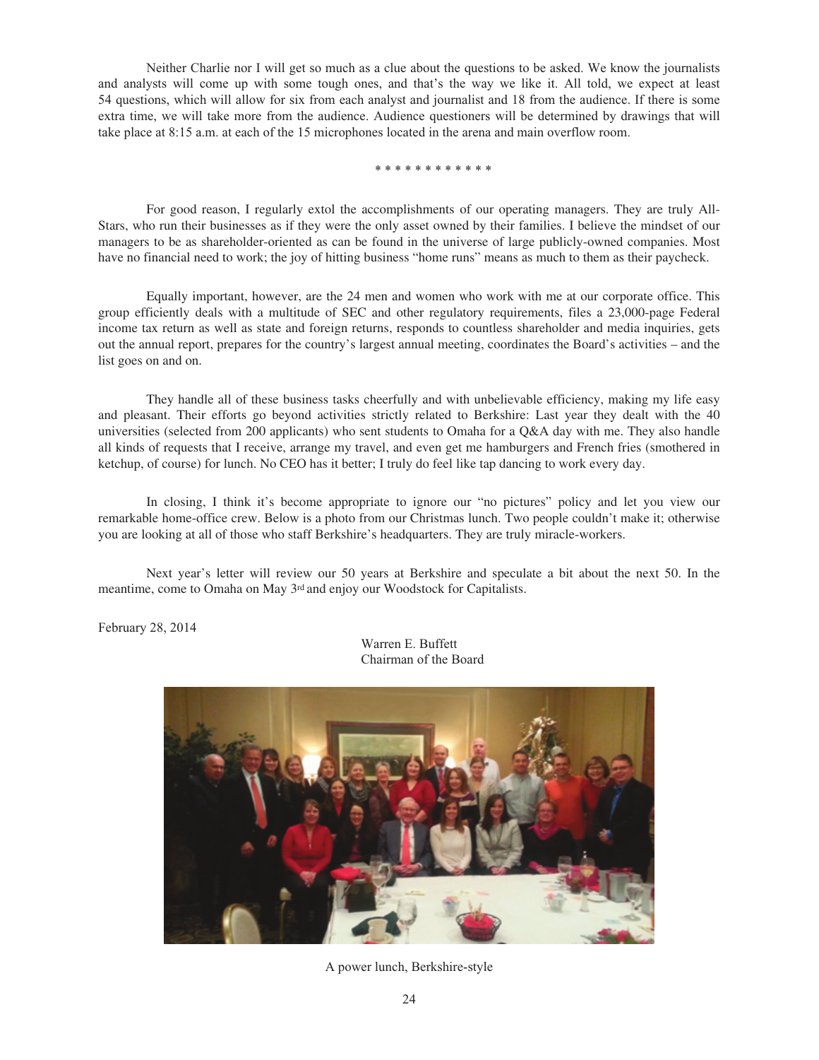Neither Charlie nor I will get so much as a clue about the questions to be asked. We know the journalists and analysts will come up with some tough ones, and that's the way we like it. All told, we expect at least 54 questions, which will allow for six from each analyst and journalist and 18 from the audience. If there is some extra time, we will take more from the audience. Audience questioners will be determined by drawings that will take place at 8:15 a.m. at each of the 15 microphones located in the arena and main overflow room.

* * * * * * * * * * * *

For good reason, I regularly extol the accomplishments of our operating managers. They are truly All-Stars, who run their businesses as if they were the only asset owned by their families. I believe the mindset of our managers to be as shareholder-oriented as can be found in the universe of large publicly-owned companies. Most have no financial need to work; the joy of hitting business "home runs" means as much to them as their paycheck.

Equally important, however, are the 24 men and women who work with me at our corporate office. This group efficiently deals with a multitude of SEC and other regulatory requirements, files a 23,000-page Federal income tax return as well as state and foreign returns, responds to countless shareholder and media inquiries, gets out the annual report, prepares for the country's largest annual meeting, coordinates the Board's activities – and the list goes on and on.

They handle all of these business tasks cheerfully and with unbelievable efficiency, making my life easy and pleasant. Their efforts go beyond activities strictly related to Berkshire: Last year they dealt with the 40 universities (selected from 200 applicants) who sent students to Omaha for a Q&A day with me. They also handle all kinds of requests that I receive, arrange my travel, and even get me hamburgers and French fries (smothered in ketchup, of course) for lunch. No CEO has it better; I truly do feel like tap dancing to work every day.

In closing, I think it's become appropriate to ignore our "no pictures" policy and let you view our remarkable home-office crew. Below is a photo from our Christmas lunch. Two people couldn't make it; otherwise you are looking at all of those who staff Berkshire's headquarters. They are truly miracle-workers.

Next year's letter will review our 50 years at Berkshire and speculate a bit about the next 50. In the meantime, come to Omaha on May 3rd and enjoy our Woodstock for Capitalists.

February 28, 2014

Warren E. Buffett
Chairman of the Board

A power lunch, Berkshire-style